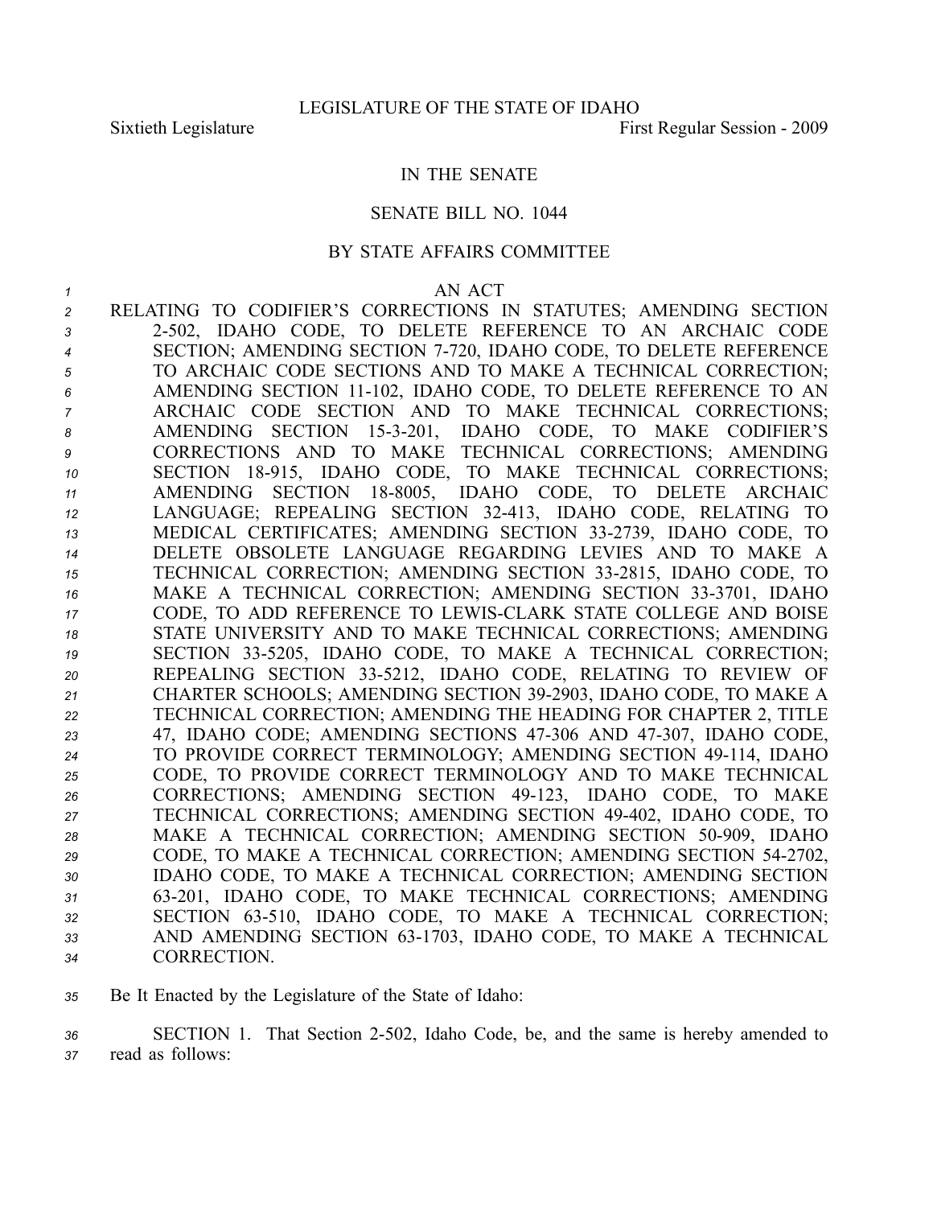LEGISLATURE OF THE STATE OF IDAHO

Sixtieth Legislature                                                                 First Regular Session - 2009

IN THE SENATE

SENATE BILL NO. 1044

BY STATE AFFAIRS COMMITTEE

AN ACT

RELATING TO CODIFIER'S CORRECTIONS IN STATUTES; AMENDING SECTION 2-502, IDAHO CODE, TO DELETE REFERENCE TO AN ARCHAIC CODE SECTION; AMENDING SECTION 7-720, IDAHO CODE, TO DELETE REFERENCE TO ARCHAIC CODE SECTIONS AND TO MAKE A TECHNICAL CORRECTION; AMENDING SECTION 11-102, IDAHO CODE, TO DELETE REFERENCE TO AN ARCHAIC CODE SECTION AND TO MAKE TECHNICAL CORRECTIONS; AMENDING SECTION 15-3-201, IDAHO CODE, TO MAKE CODIFIER'S CORRECTIONS AND TO MAKE TECHNICAL CORRECTIONS; AMENDING SECTION 18-915, IDAHO CODE, TO MAKE TECHNICAL CORRECTIONS; AMENDING SECTION 18-8005, IDAHO CODE, TO DELETE ARCHAIC LANGUAGE; REPEALING SECTION 32-413, IDAHO CODE, RELATING TO MEDICAL CERTIFICATES; AMENDING SECTION 33-2739, IDAHO CODE, TO DELETE OBSOLETE LANGUAGE REGARDING LEVIES AND TO MAKE A TECHNICAL CORRECTION; AMENDING SECTION 33-2815, IDAHO CODE, TO MAKE A TECHNICAL CORRECTION; AMENDING SECTION 33-3701, IDAHO CODE, TO ADD REFERENCE TO LEWIS-CLARK STATE COLLEGE AND BOISE STATE UNIVERSITY AND TO MAKE TECHNICAL CORRECTIONS; AMENDING SECTION 33-5205, IDAHO CODE, TO MAKE A TECHNICAL CORRECTION; REPEALING SECTION 33-5212, IDAHO CODE, RELATING TO REVIEW OF CHARTER SCHOOLS; AMENDING SECTION 39-2903, IDAHO CODE, TO MAKE A TECHNICAL CORRECTION; AMENDING THE HEADING FOR CHAPTER 2, TITLE 47, IDAHO CODE; AMENDING SECTIONS 47-306 AND 47-307, IDAHO CODE, TO PROVIDE CORRECT TERMINOLOGY; AMENDING SECTION 49-114, IDAHO CODE, TO PROVIDE CORRECT TERMINOLOGY AND TO MAKE TECHNICAL CORRECTIONS; AMENDING SECTION 49-123, IDAHO CODE, TO MAKE TECHNICAL CORRECTIONS; AMENDING SECTION 49-402, IDAHO CODE, TO MAKE A TECHNICAL CORRECTION; AMENDING SECTION 50-909, IDAHO CODE, TO MAKE A TECHNICAL CORRECTION; AMENDING SECTION 54-2702, IDAHO CODE, TO MAKE A TECHNICAL CORRECTION; AMENDING SECTION 63-201, IDAHO CODE, TO MAKE TECHNICAL CORRECTIONS; AMENDING SECTION 63-510, IDAHO CODE, TO MAKE A TECHNICAL CORRECTION; AND AMENDING SECTION 63-1703, IDAHO CODE, TO MAKE A TECHNICAL CORRECTION.

Be It Enacted by the Legislature of the State of Idaho:

SECTION 1. That Section 2-502, Idaho Code, be, and the same is hereby amended to read as follows: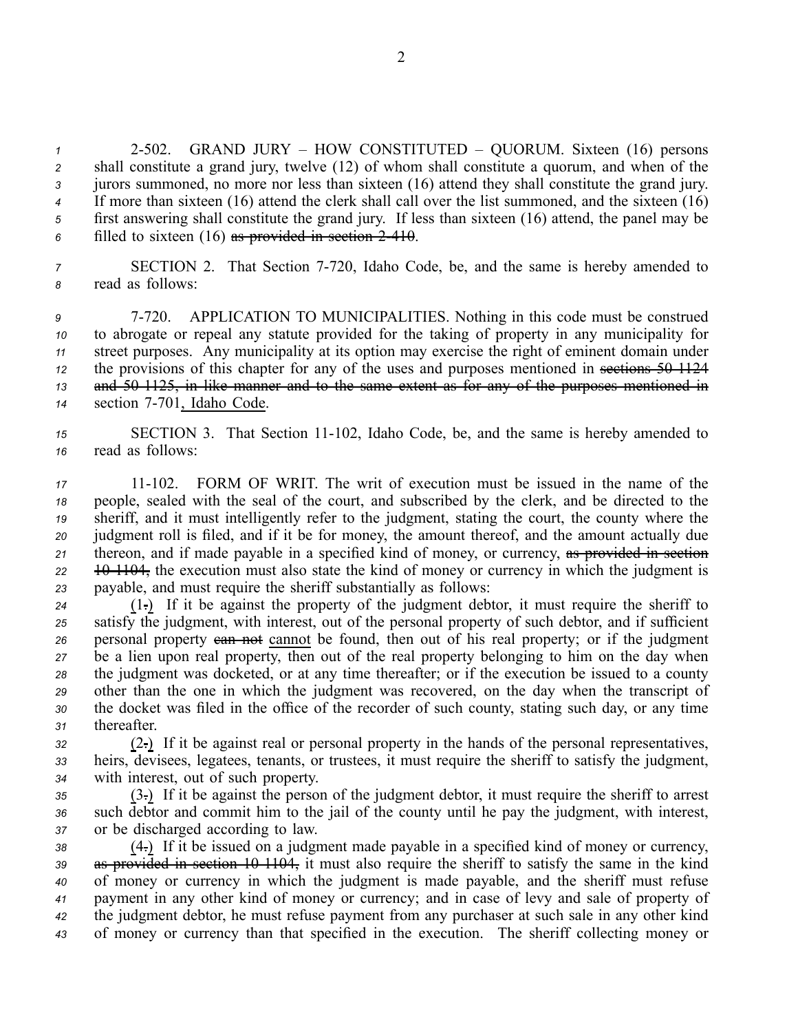2-502. GRAND JURY – HOW CONSTITUTED – QUORUM. Sixteen (16) persons shall constitute a grand jury, twelve (12) of whom shall constitute a quorum, and when of the jurors summoned, no more nor less than sixteen (16) attend they shall constitute the grand jury. If more than sixteen (16) attend the clerk shall call over the list summoned, and the sixteen (16) first answering shall constitute the grand jury. If less than sixteen (16) attend, the panel may be filled to sixteen (16) ~~as provided in section 2-410~~.

SECTION 2. That Section 7-720, Idaho Code, be, and the same is hereby amended to read as follows:

7-720. APPLICATION TO MUNICIPALITIES. Nothing in this code must be construed to abrogate or repeal any statute provided for the taking of property in any municipality for street purposes. Any municipality at its option may exercise the right of eminent domain under the provisions of this chapter for any of the uses and purposes mentioned in ~~sections 50-1124 and 50-1125, in like manner and to the same extent as for any of the purposes mentioned in~~ section 7-701, Idaho Code.

SECTION 3. That Section 11-102, Idaho Code, be, and the same is hereby amended to read as follows:

11-102. FORM OF WRIT. The writ of execution must be issued in the name of the people, sealed with the seal of the court, and subscribed by the clerk, and be directed to the sheriff, and it must intelligently refer to the judgment, stating the court, the county where the judgment roll is filed, and if it be for money, the amount thereof, and the amount actually due thereon, and if made payable in a specified kind of money, or currency, ~~as provided in section 10-1104,~~ the execution must also state the kind of money or currency in which the judgment is payable, and must require the sheriff substantially as follows:

(1~~.~~) If it be against the property of the judgment debtor, it must require the sheriff to satisfy the judgment, with interest, out of the personal property of such debtor, and if sufficient personal property ~~can not~~ cannot be found, then out of his real property; or if the judgment be a lien upon real property, then out of the real property belonging to him on the day when the judgment was docketed, or at any time thereafter; or if the execution be issued to a county other than the one in which the judgment was recovered, on the day when the transcript of the docket was filed in the office of the recorder of such county, stating such day, or any time thereafter.

(2~~.~~) If it be against real or personal property in the hands of the personal representatives, heirs, devisees, legatees, tenants, or trustees, it must require the sheriff to satisfy the judgment, with interest, out of such property.

(3~~.~~) If it be against the person of the judgment debtor, it must require the sheriff to arrest such debtor and commit him to the jail of the county until he pay the judgment, with interest, or be discharged according to law.

(4~~.~~) If it be issued on a judgment made payable in a specified kind of money or currency, ~~as provided in section 10-1104,~~ it must also require the sheriff to satisfy the same in the kind of money or currency in which the judgment is made payable, and the sheriff must refuse payment in any other kind of money or currency; and in case of levy and sale of property of the judgment debtor, he must refuse payment from any purchaser at such sale in any other kind of money or currency than that specified in the execution. The sheriff collecting money or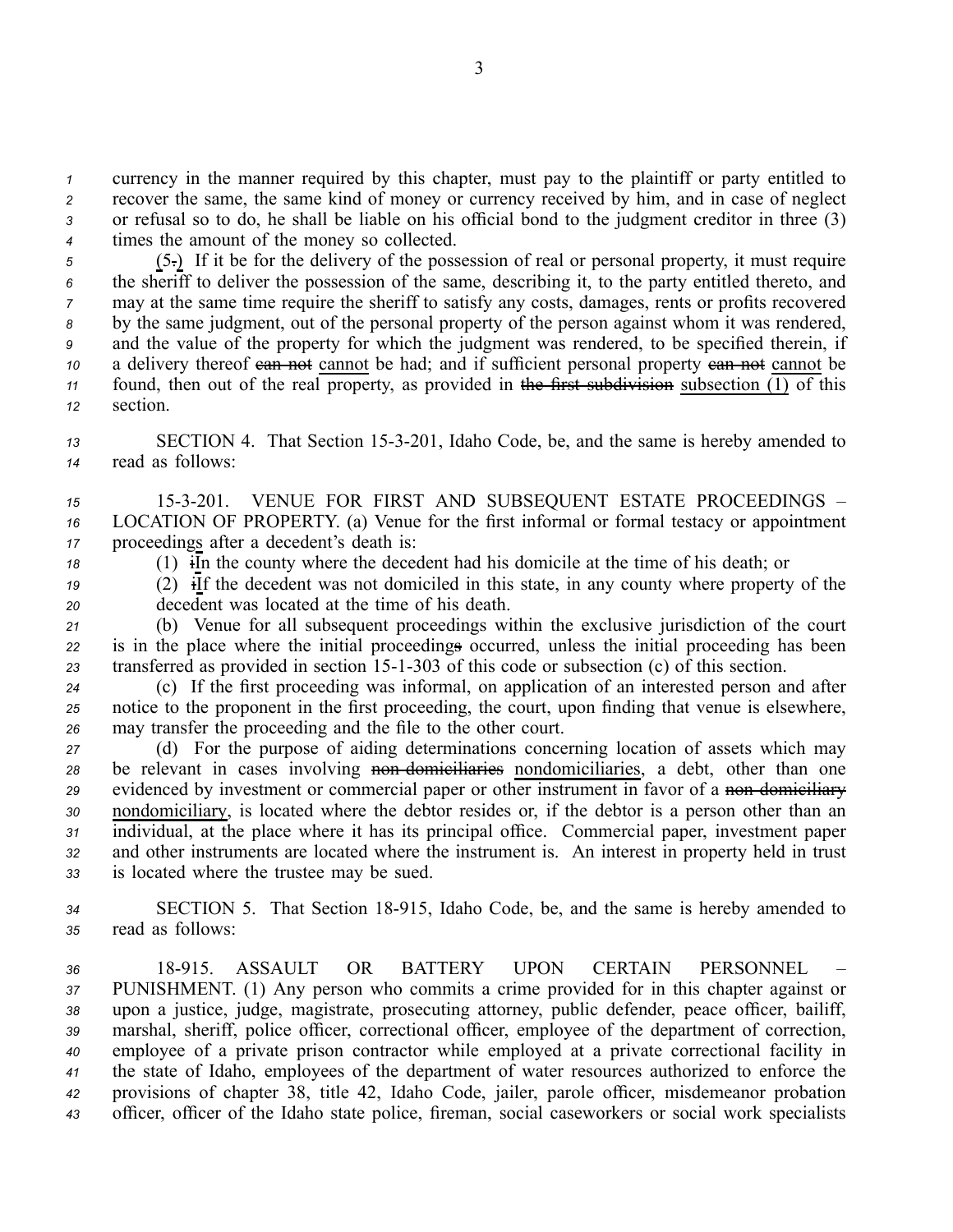currency in the manner required by this chapter, must pay to the plaintiff or party entitled to recover the same, the same kind of money or currency received by him, and in case of neglect or refusal so to do, he shall be liable on his official bond to the judgment creditor in three (3) times the amount of the money so collected.

(5.) If it be for the delivery of the possession of real or personal property, it must require the sheriff to deliver the possession of the same, describing it, to the party entitled thereto, and may at the same time require the sheriff to satisfy any costs, damages, rents or profits recovered by the same judgment, out of the personal property of the person against whom it was rendered, and the value of the property for which the judgment was rendered, to be specified therein, if a delivery thereof ~~can not~~ cannot be had; and if sufficient personal property ~~can not~~ cannot be found, then out of the real property, as provided in ~~the first subdivision~~ subsection (1) of this section.

SECTION 4. That Section 15-3-201, Idaho Code, be, and the same is hereby amended to read as follows:

15-3-201. VENUE FOR FIRST AND SUBSEQUENT ESTATE PROCEEDINGS – LOCATION OF PROPERTY. (a) Venue for the first informal or formal testacy or appointment proceedings after a decedent's death is:

(1) ~~i~~In the county where the decedent had his domicile at the time of his death; or

(2) ~~i~~If the decedent was not domiciled in this state, in any county where property of the decedent was located at the time of his death.

(b) Venue for all subsequent proceedings within the exclusive jurisdiction of the court is in the place where the initial proceeding~~s~~ occurred, unless the initial proceeding has been transferred as provided in section 15-1-303 of this code or subsection (c) of this section.

(c) If the first proceeding was informal, on application of an interested person and after notice to the proponent in the first proceeding, the court, upon finding that venue is elsewhere, may transfer the proceeding and the file to the other court.

(d) For the purpose of aiding determinations concerning location of assets which may be relevant in cases involving ~~non-domiciliaries~~ nondomiciliaries, a debt, other than one evidenced by investment or commercial paper or other instrument in favor of a ~~non-domiciliary~~ nondomiciliary, is located where the debtor resides or, if the debtor is a person other than an individual, at the place where it has its principal office. Commercial paper, investment paper and other instruments are located where the instrument is. An interest in property held in trust is located where the trustee may be sued.

SECTION 5. That Section 18-915, Idaho Code, be, and the same is hereby amended to read as follows:

18-915. ASSAULT OR BATTERY UPON CERTAIN PERSONNEL – PUNISHMENT. (1) Any person who commits a crime provided for in this chapter against or upon a justice, judge, magistrate, prosecuting attorney, public defender, peace officer, bailiff, marshal, sheriff, police officer, correctional officer, employee of the department of correction, employee of a private prison contractor while employed at a private correctional facility in the state of Idaho, employees of the department of water resources authorized to enforce the provisions of chapter 38, title 42, Idaho Code, jailer, parole officer, misdemeanor probation officer, officer of the Idaho state police, fireman, social caseworkers or social work specialists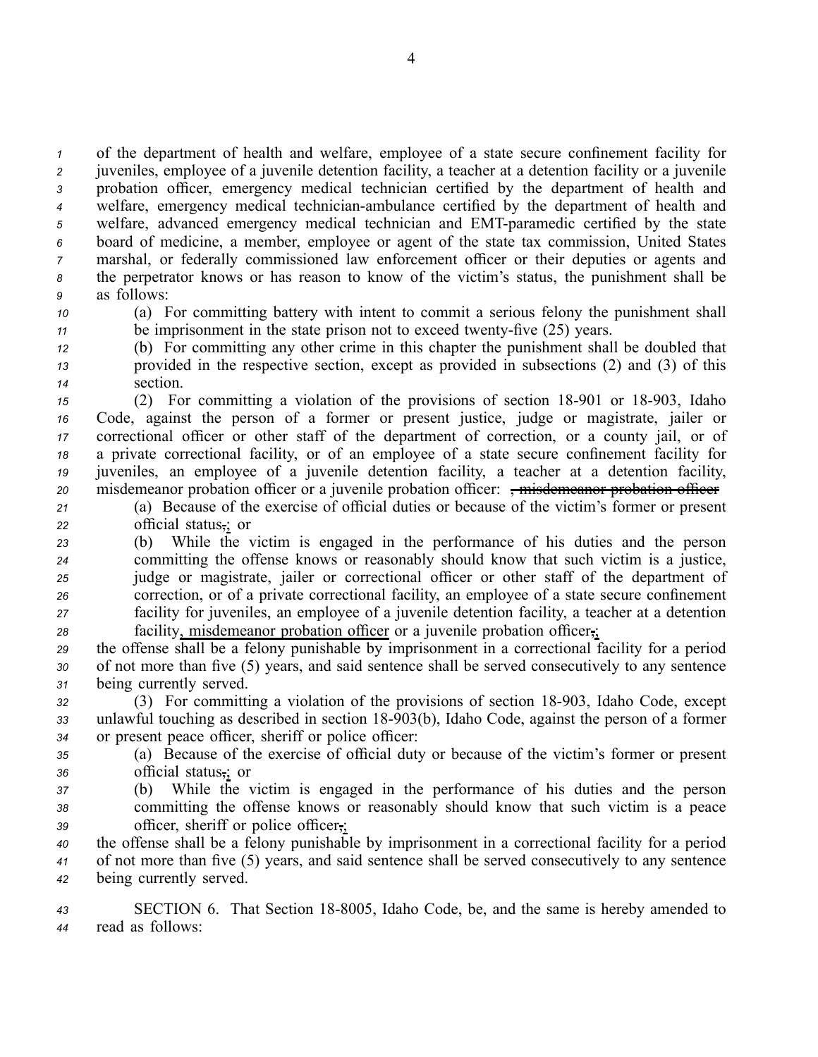of the department of health and welfare, employee of a state secure confinement facility for juveniles, employee of a juvenile detention facility, a teacher at a detention facility or a juvenile probation officer, emergency medical technician certified by the department of health and welfare, emergency medical technician-ambulance certified by the department of health and welfare, advanced emergency medical technician and EMT-paramedic certified by the state board of medicine, a member, employee or agent of the state tax commission, United States marshal, or federally commissioned law enforcement officer or their deputies or agents and the perpetrator knows or has reason to know of the victim's status, the punishment shall be as follows:

(a) For committing battery with intent to commit a serious felony the punishment shall be imprisonment in the state prison not to exceed twenty-five (25) years.

(b) For committing any other crime in this chapter the punishment shall be doubled that provided in the respective section, except as provided in subsections (2) and (3) of this section.

(2) For committing a violation of the provisions of section 18-901 or 18-903, Idaho Code, against the person of a former or present justice, judge or magistrate, jailer or correctional officer or other staff of the department of correction, or a county jail, or of a private correctional facility, or of an employee of a state secure confinement facility for juveniles, an employee of a juvenile detention facility, a teacher at a detention facility, misdemeanor probation officer or a juvenile probation officer: ~~, misdemeanor probation officer~~

(a) Because of the exercise of official duties or because of the victim's former or present official status~~,~~; or

(b) While the victim is engaged in the performance of his duties and the person committing the offense knows or reasonably should know that such victim is a justice, judge or magistrate, jailer or correctional officer or other staff of the department of correction, or of a private correctional facility, an employee of a state secure confinement facility for juveniles, an employee of a juvenile detention facility, a teacher at a detention facility, misdemeanor probation officer or a juvenile probation officer~~,~~;

the offense shall be a felony punishable by imprisonment in a correctional facility for a period of not more than five (5) years, and said sentence shall be served consecutively to any sentence being currently served.

(3) For committing a violation of the provisions of section 18-903, Idaho Code, except unlawful touching as described in section 18-903(b), Idaho Code, against the person of a former or present peace officer, sheriff or police officer:

(a) Because of the exercise of official duty or because of the victim's former or present official status~~,~~; or

(b) While the victim is engaged in the performance of his duties and the person committing the offense knows or reasonably should know that such victim is a peace officer, sheriff or police officer~~,~~;

the offense shall be a felony punishable by imprisonment in a correctional facility for a period of not more than five (5) years, and said sentence shall be served consecutively to any sentence being currently served.

SECTION 6. That Section 18-8005, Idaho Code, be, and the same is hereby amended to read as follows: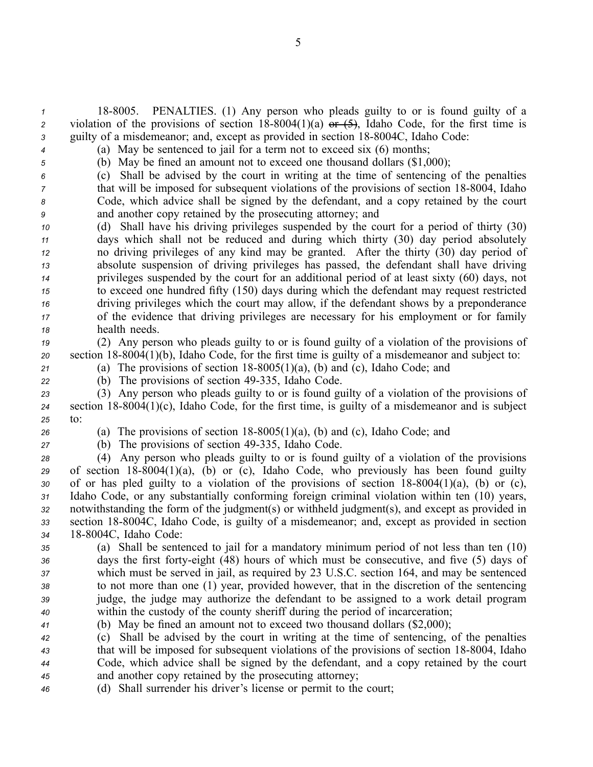18-8005. PENALTIES. (1) Any person who pleads guilty to or is found guilty of a violation of the provisions of section 18-8004(1)(a) ~~or (5)~~, Idaho Code, for the first time is guilty of a misdemeanor; and, except as provided in section 18-8004C, Idaho Code:

(a) May be sentenced to jail for a term not to exceed six (6) months;

(b) May be fined an amount not to exceed one thousand dollars ($1,000);

(c) Shall be advised by the court in writing at the time of sentencing of the penalties that will be imposed for subsequent violations of the provisions of section 18-8004, Idaho Code, which advice shall be signed by the defendant, and a copy retained by the court and another copy retained by the prosecuting attorney; and

(d) Shall have his driving privileges suspended by the court for a period of thirty (30) days which shall not be reduced and during which thirty (30) day period absolutely no driving privileges of any kind may be granted. After the thirty (30) day period of absolute suspension of driving privileges has passed, the defendant shall have driving privileges suspended by the court for an additional period of at least sixty (60) days, not to exceed one hundred fifty (150) days during which the defendant may request restricted driving privileges which the court may allow, if the defendant shows by a preponderance of the evidence that driving privileges are necessary for his employment or for family health needs.

(2) Any person who pleads guilty to or is found guilty of a violation of the provisions of section 18-8004(1)(b), Idaho Code, for the first time is guilty of a misdemeanor and subject to:

(a) The provisions of section 18-8005(1)(a), (b) and (c), Idaho Code; and

(b) The provisions of section 49-335, Idaho Code.

(3) Any person who pleads guilty to or is found guilty of a violation of the provisions of section 18-8004(1)(c), Idaho Code, for the first time, is guilty of a misdemeanor and is subject to:

(a) The provisions of section 18-8005(1)(a), (b) and (c), Idaho Code; and

(b) The provisions of section 49-335, Idaho Code.

(4) Any person who pleads guilty to or is found guilty of a violation of the provisions of section 18-8004(1)(a), (b) or (c), Idaho Code, who previously has been found guilty of or has pled guilty to a violation of the provisions of section 18-8004(1)(a), (b) or (c), Idaho Code, or any substantially conforming foreign criminal violation within ten (10) years, notwithstanding the form of the judgment(s) or withheld judgment(s), and except as provided in section 18-8004C, Idaho Code, is guilty of a misdemeanor; and, except as provided in section 18-8004C, Idaho Code:

(a) Shall be sentenced to jail for a mandatory minimum period of not less than ten (10) days the first forty-eight (48) hours of which must be consecutive, and five (5) days of which must be served in jail, as required by 23 U.S.C. section 164, and may be sentenced to not more than one (1) year, provided however, that in the discretion of the sentencing judge, the judge may authorize the defendant to be assigned to a work detail program within the custody of the county sheriff during the period of incarceration;

(b) May be fined an amount not to exceed two thousand dollars ($2,000);

(c) Shall be advised by the court in writing at the time of sentencing, of the penalties that will be imposed for subsequent violations of the provisions of section 18-8004, Idaho Code, which advice shall be signed by the defendant, and a copy retained by the court and another copy retained by the prosecuting attorney;

(d) Shall surrender his driver's license or permit to the court;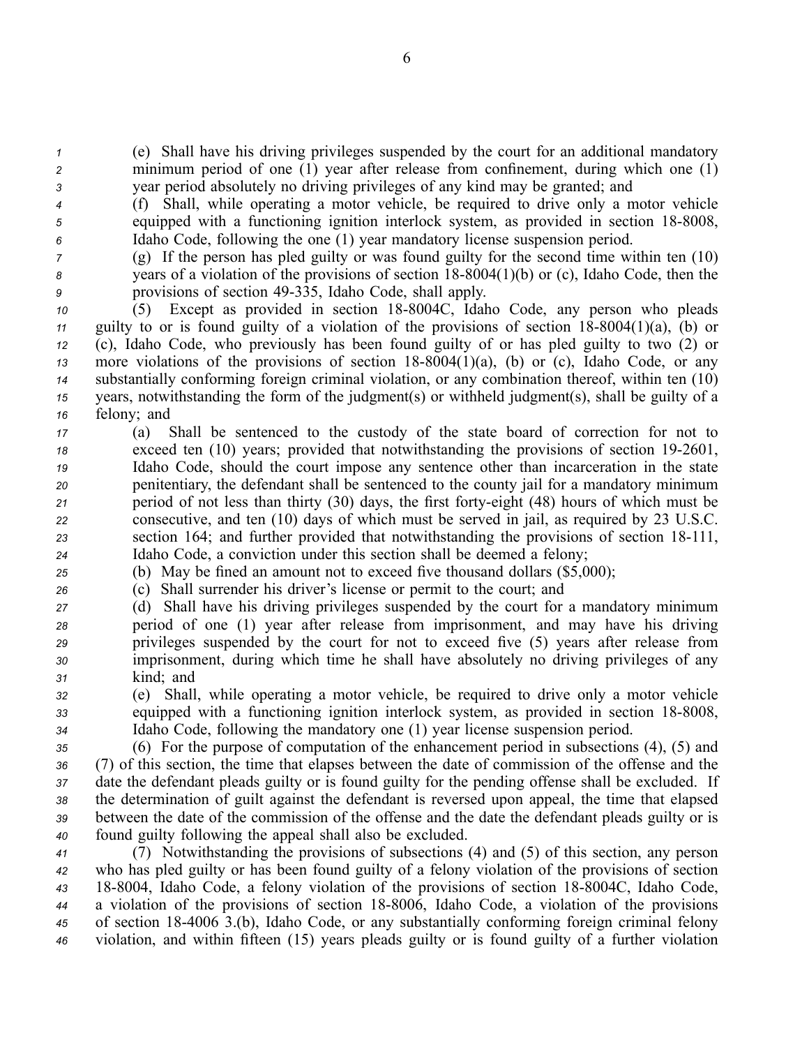(e) Shall have his driving privileges suspended by the court for an additional mandatory minimum period of one (1) year after release from confinement, during which one (1) year period absolutely no driving privileges of any kind may be granted; and

(f) Shall, while operating a motor vehicle, be required to drive only a motor vehicle equipped with a functioning ignition interlock system, as provided in section 18-8008, Idaho Code, following the one (1) year mandatory license suspension period.

(g) If the person has pled guilty or was found guilty for the second time within ten (10) years of a violation of the provisions of section 18-8004(1)(b) or (c), Idaho Code, then the provisions of section 49-335, Idaho Code, shall apply.

(5) Except as provided in section 18-8004C, Idaho Code, any person who pleads guilty to or is found guilty of a violation of the provisions of section 18-8004(1)(a), (b) or (c), Idaho Code, who previously has been found guilty of or has pled guilty to two (2) or more violations of the provisions of section 18-8004(1)(a), (b) or (c), Idaho Code, or any substantially conforming foreign criminal violation, or any combination thereof, within ten (10) years, notwithstanding the form of the judgment(s) or withheld judgment(s), shall be guilty of a felony; and

(a) Shall be sentenced to the custody of the state board of correction for not to exceed ten (10) years; provided that notwithstanding the provisions of section 19-2601, Idaho Code, should the court impose any sentence other than incarceration in the state penitentiary, the defendant shall be sentenced to the county jail for a mandatory minimum period of not less than thirty (30) days, the first forty-eight (48) hours of which must be consecutive, and ten (10) days of which must be served in jail, as required by 23 U.S.C. section 164; and further provided that notwithstanding the provisions of section 18-111, Idaho Code, a conviction under this section shall be deemed a felony;

(b) May be fined an amount not to exceed five thousand dollars ($5,000);

(c) Shall surrender his driver's license or permit to the court; and

(d) Shall have his driving privileges suspended by the court for a mandatory minimum period of one (1) year after release from imprisonment, and may have his driving privileges suspended by the court for not to exceed five (5) years after release from imprisonment, during which time he shall have absolutely no driving privileges of any kind; and

(e) Shall, while operating a motor vehicle, be required to drive only a motor vehicle equipped with a functioning ignition interlock system, as provided in section 18-8008, Idaho Code, following the mandatory one (1) year license suspension period.

(6) For the purpose of computation of the enhancement period in subsections (4), (5) and (7) of this section, the time that elapses between the date of commission of the offense and the date the defendant pleads guilty or is found guilty for the pending offense shall be excluded. If the determination of guilt against the defendant is reversed upon appeal, the time that elapsed between the date of the commission of the offense and the date the defendant pleads guilty or is found guilty following the appeal shall also be excluded.

(7) Notwithstanding the provisions of subsections (4) and (5) of this section, any person who has pled guilty or has been found guilty of a felony violation of the provisions of section 18-8004, Idaho Code, a felony violation of the provisions of section 18-8004C, Idaho Code, a violation of the provisions of section 18-8006, Idaho Code, a violation of the provisions of section 18-4006 3.(b), Idaho Code, or any substantially conforming foreign criminal felony violation, and within fifteen (15) years pleads guilty or is found guilty of a further violation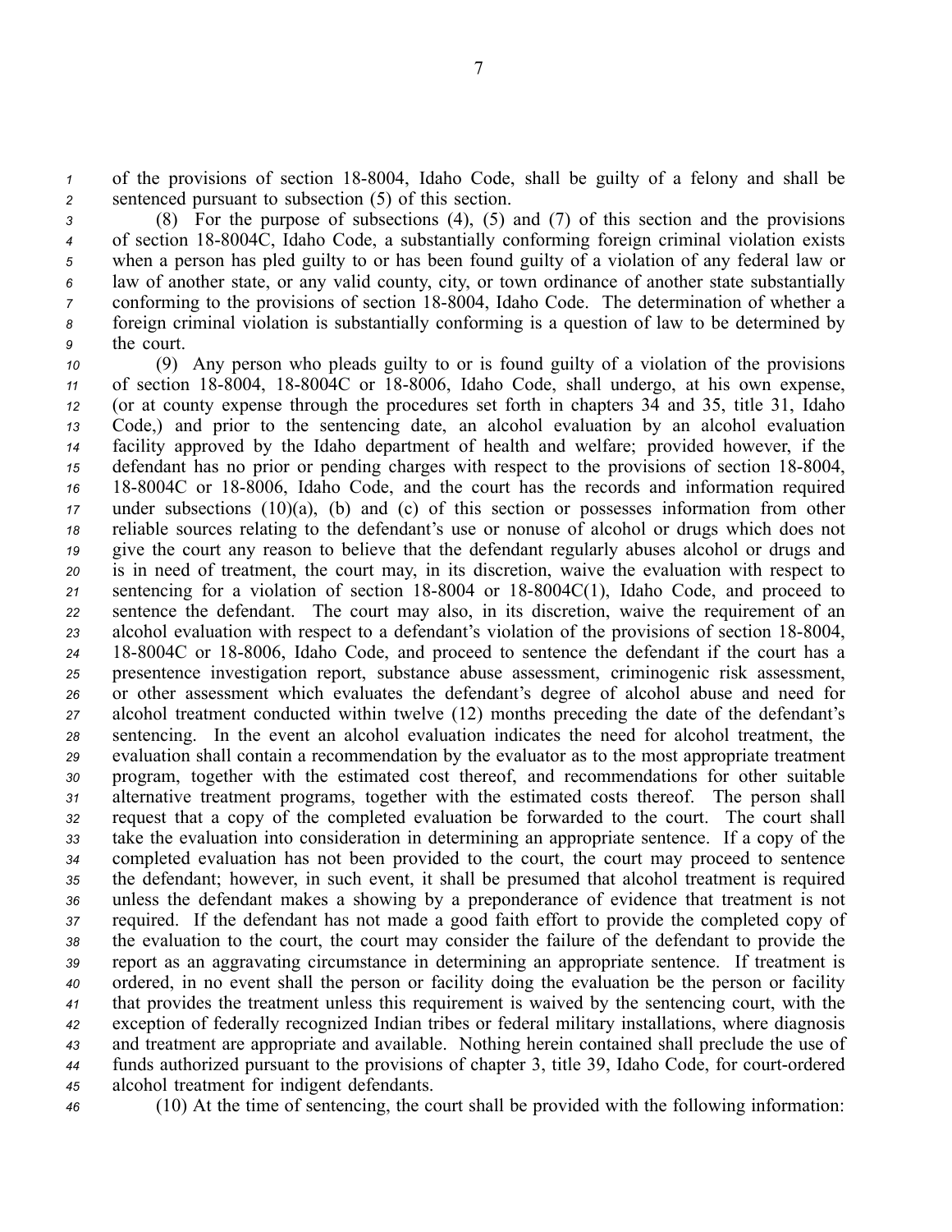of the provisions of section 18-8004, Idaho Code, shall be guilty of a felony and shall be sentenced pursuant to subsection (5) of this section.

(8) For the purpose of subsections (4), (5) and (7) of this section and the provisions of section 18-8004C, Idaho Code, a substantially conforming foreign criminal violation exists when a person has pled guilty to or has been found guilty of a violation of any federal law or law of another state, or any valid county, city, or town ordinance of another state substantially conforming to the provisions of section 18-8004, Idaho Code. The determination of whether a foreign criminal violation is substantially conforming is a question of law to be determined by the court.

(9) Any person who pleads guilty to or is found guilty of a violation of the provisions of section 18-8004, 18-8004C or 18-8006, Idaho Code, shall undergo, at his own expense, (or at county expense through the procedures set forth in chapters 34 and 35, title 31, Idaho Code,) and prior to the sentencing date, an alcohol evaluation by an alcohol evaluation facility approved by the Idaho department of health and welfare; provided however, if the defendant has no prior or pending charges with respect to the provisions of section 18-8004, 18-8004C or 18-8006, Idaho Code, and the court has the records and information required under subsections (10)(a), (b) and (c) of this section or possesses information from other reliable sources relating to the defendant's use or nonuse of alcohol or drugs which does not give the court any reason to believe that the defendant regularly abuses alcohol or drugs and is in need of treatment, the court may, in its discretion, waive the evaluation with respect to sentencing for a violation of section 18-8004 or 18-8004C(1), Idaho Code, and proceed to sentence the defendant. The court may also, in its discretion, waive the requirement of an alcohol evaluation with respect to a defendant's violation of the provisions of section 18-8004, 18-8004C or 18-8006, Idaho Code, and proceed to sentence the defendant if the court has a presentence investigation report, substance abuse assessment, criminogenic risk assessment, or other assessment which evaluates the defendant's degree of alcohol abuse and need for alcohol treatment conducted within twelve (12) months preceding the date of the defendant's sentencing. In the event an alcohol evaluation indicates the need for alcohol treatment, the evaluation shall contain a recommendation by the evaluator as to the most appropriate treatment program, together with the estimated cost thereof, and recommendations for other suitable alternative treatment programs, together with the estimated costs thereof. The person shall request that a copy of the completed evaluation be forwarded to the court. The court shall take the evaluation into consideration in determining an appropriate sentence. If a copy of the completed evaluation has not been provided to the court, the court may proceed to sentence the defendant; however, in such event, it shall be presumed that alcohol treatment is required unless the defendant makes a showing by a preponderance of evidence that treatment is not required. If the defendant has not made a good faith effort to provide the completed copy of the evaluation to the court, the court may consider the failure of the defendant to provide the report as an aggravating circumstance in determining an appropriate sentence. If treatment is ordered, in no event shall the person or facility doing the evaluation be the person or facility that provides the treatment unless this requirement is waived by the sentencing court, with the exception of federally recognized Indian tribes or federal military installations, where diagnosis and treatment are appropriate and available. Nothing herein contained shall preclude the use of funds authorized pursuant to the provisions of chapter 3, title 39, Idaho Code, for court-ordered alcohol treatment for indigent defendants.

(10) At the time of sentencing, the court shall be provided with the following information: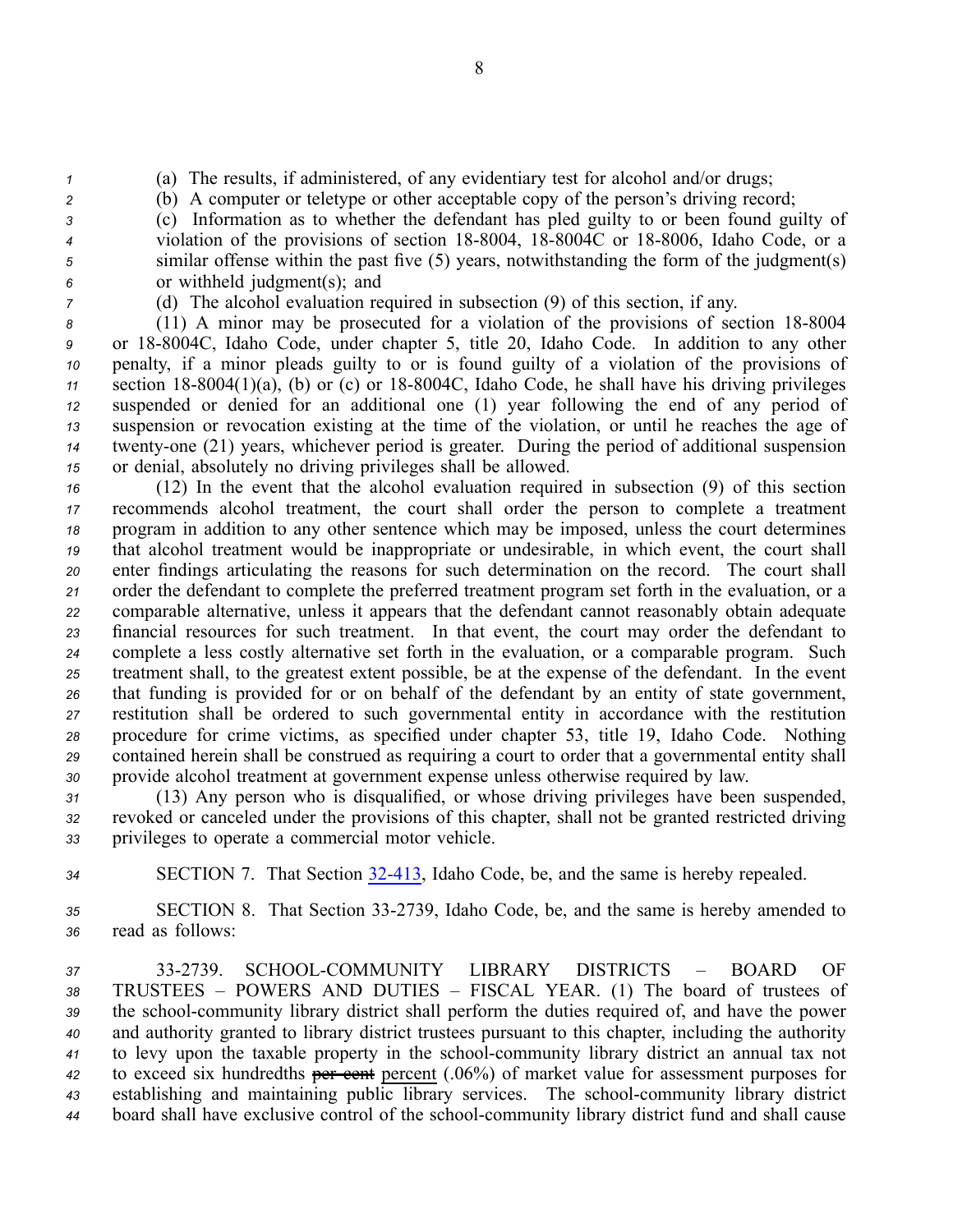(a) The results, if administered, of any evidentiary test for alcohol and/or drugs;

(b) A computer or teletype or other acceptable copy of the person's driving record;

(c) Information as to whether the defendant has pled guilty to or been found guilty of violation of the provisions of section 18-8004, 18-8004C or 18-8006, Idaho Code, or a similar offense within the past five (5) years, notwithstanding the form of the judgment(s) or withheld judgment(s); and

(d) The alcohol evaluation required in subsection (9) of this section, if any.

(11) A minor may be prosecuted for a violation of the provisions of section 18-8004 or 18-8004C, Idaho Code, under chapter 5, title 20, Idaho Code. In addition to any other penalty, if a minor pleads guilty to or is found guilty of a violation of the provisions of section 18-8004(1)(a), (b) or (c) or 18-8004C, Idaho Code, he shall have his driving privileges suspended or denied for an additional one (1) year following the end of any period of suspension or revocation existing at the time of the violation, or until he reaches the age of twenty-one (21) years, whichever period is greater. During the period of additional suspension or denial, absolutely no driving privileges shall be allowed.

(12) In the event that the alcohol evaluation required in subsection (9) of this section recommends alcohol treatment, the court shall order the person to complete a treatment program in addition to any other sentence which may be imposed, unless the court determines that alcohol treatment would be inappropriate or undesirable, in which event, the court shall enter findings articulating the reasons for such determination on the record. The court shall order the defendant to complete the preferred treatment program set forth in the evaluation, or a comparable alternative, unless it appears that the defendant cannot reasonably obtain adequate financial resources for such treatment. In that event, the court may order the defendant to complete a less costly alternative set forth in the evaluation, or a comparable program. Such treatment shall, to the greatest extent possible, be at the expense of the defendant. In the event that funding is provided for or on behalf of the defendant by an entity of state government, restitution shall be ordered to such governmental entity in accordance with the restitution procedure for crime victims, as specified under chapter 53, title 19, Idaho Code. Nothing contained herein shall be construed as requiring a court to order that a governmental entity shall provide alcohol treatment at government expense unless otherwise required by law.

(13) Any person who is disqualified, or whose driving privileges have been suspended, revoked or canceled under the provisions of this chapter, shall not be granted restricted driving privileges to operate a commercial motor vehicle.

SECTION 7. That Section 32-413, Idaho Code, be, and the same is hereby repealed.

SECTION 8. That Section 33-2739, Idaho Code, be, and the same is hereby amended to read as follows:

33-2739. SCHOOL-COMMUNITY LIBRARY DISTRICTS – BOARD OF TRUSTEES – POWERS AND DUTIES – FISCAL YEAR. (1) The board of trustees of the school-community library district shall perform the duties required of, and have the power and authority granted to library district trustees pursuant to this chapter, including the authority to levy upon the taxable property in the school-community library district an annual tax not to exceed six hundredths ~~per cent~~ percent (.06%) of market value for assessment purposes for establishing and maintaining public library services. The school-community library district board shall have exclusive control of the school-community library district fund and shall cause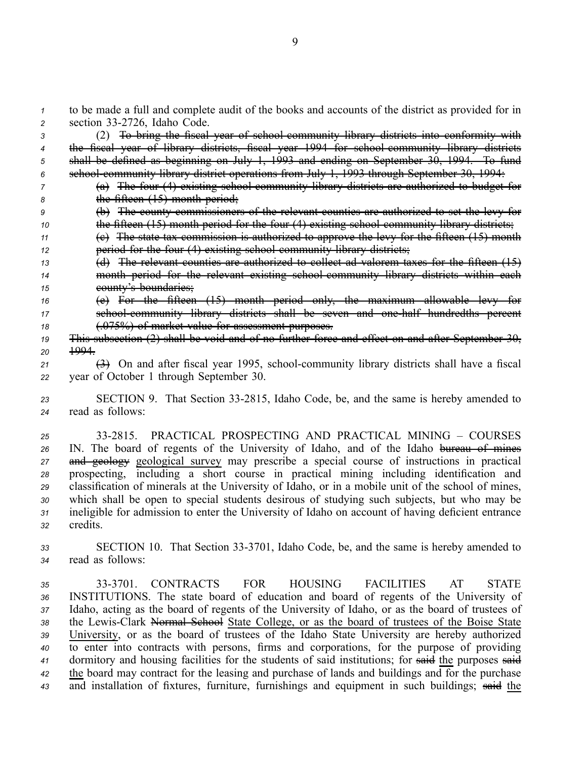to be made a full and complete audit of the books and accounts of the district as provided for in section 33-2726, Idaho Code.

(2) ~~To bring the fiscal year of school-community library districts into conformity with the fiscal year of library districts, fiscal year 1994 for school-community library districts shall be defined as beginning on July 1, 1993 and ending on September 30, 1994. To fund school-community library district operations from July 1, 1993 through September 30, 1994:~~

~~(a) The four (4) existing school-community library districts are authorized to budget for the fifteen (15) month period;~~

~~(b) The county commissioners of the relevant counties are authorized to set the levy for the fifteen (15) month period for the four (4) existing school-community library districts;~~

~~(c) The state tax commission is authorized to approve the levy for the fifteen (15) month period for the four (4) existing school-community library districts;~~

~~(d) The relevant counties are authorized to collect ad valorem taxes for the fifteen (15) month period for the relevant existing school-community library districts within each county's boundaries;~~

~~(e) For the fifteen (15) month period only, the maximum allowable levy for school-community library districts shall be seven and one-half hundredths percent (.075%) of market value for assessment purposes.~~

~~This subsection (2) shall be void and of no further force and effect on and after September 30, 1994.~~

~~(3)~~ On and after fiscal year 1995, school-community library districts shall have a fiscal year of October 1 through September 30.

SECTION 9. That Section 33-2815, Idaho Code, be, and the same is hereby amended to read as follows:

33-2815. PRACTICAL PROSPECTING AND PRACTICAL MINING – COURSES IN. The board of regents of the University of Idaho, and of the Idaho ~~bureau of mines and geology~~ <u>geological survey</u> may prescribe a special course of instructions in practical prospecting, including a short course in practical mining including identification and classification of minerals at the University of Idaho, or in a mobile unit of the school of mines, which shall be open to special students desirous of studying such subjects, but who may be ineligible for admission to enter the University of Idaho on account of having deficient entrance credits.

SECTION 10. That Section 33-3701, Idaho Code, be, and the same is hereby amended to read as follows:

33-3701. CONTRACTS FOR HOUSING FACILITIES AT STATE INSTITUTIONS. The state board of education and board of regents of the University of Idaho, acting as the board of regents of the University of Idaho, or as the board of trustees of the Lewis-Clark ~~Normal School~~ <u>State College, or as the board of trustees of the Boise State University</u>, or as the board of trustees of the Idaho State University are hereby authorized to enter into contracts with persons, firms and corporations, for the purpose of providing dormitory and housing facilities for the students of said institutions; for ~~said~~ <u>the</u> purposes ~~said~~ <u>the</u> board may contract for the leasing and purchase of lands and buildings and for the purchase and installation of fixtures, furniture, furnishings and equipment in such buildings; ~~said~~ <u>the</u>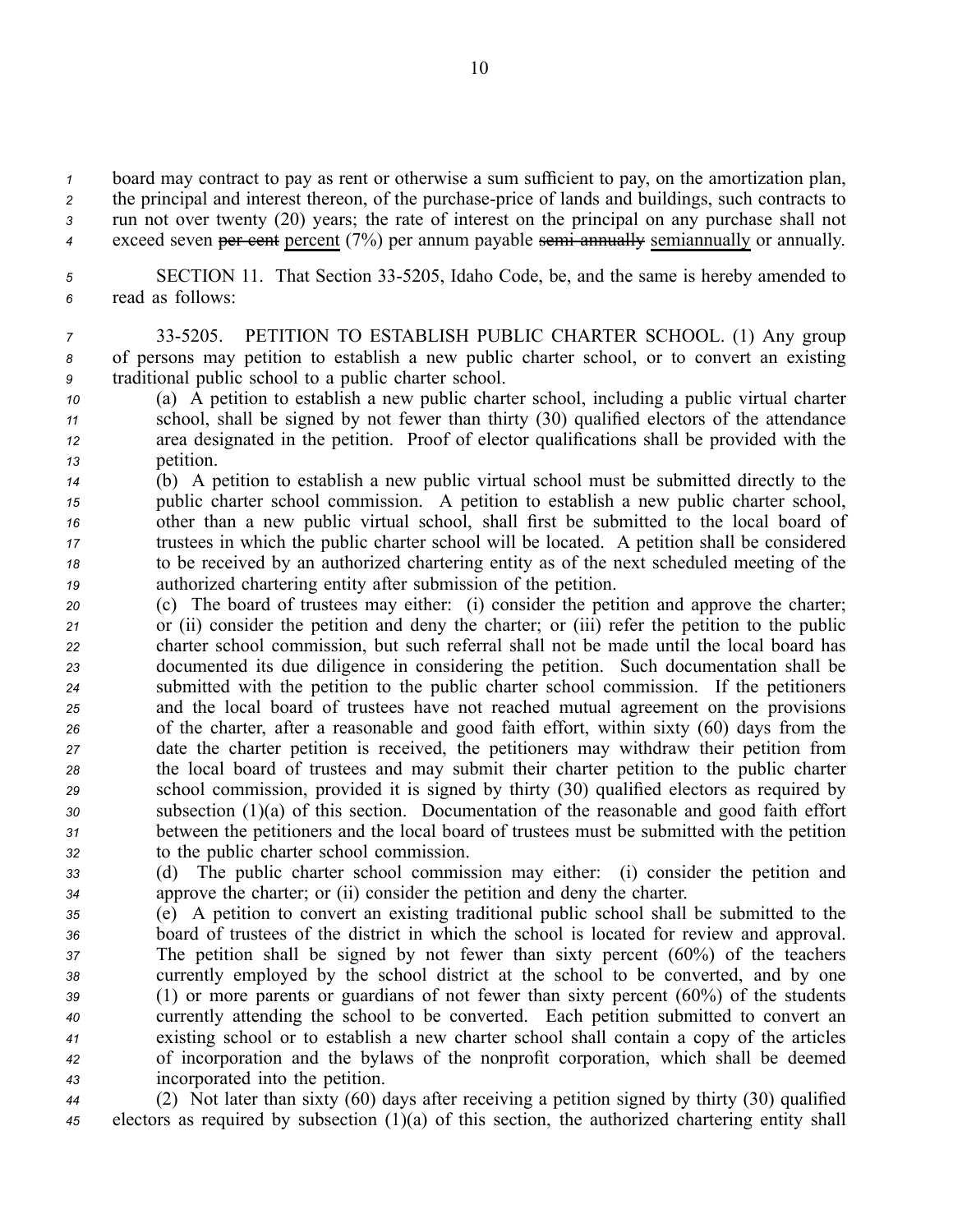board may contract to pay as rent or otherwise a sum sufficient to pay, on the amortization plan, the principal and interest thereon, of the purchase-price of lands and buildings, such contracts to run not over twenty (20) years; the rate of interest on the principal on any purchase shall not exceed seven ~~per cent~~ percent (7%) per annum payable ~~semi-annually~~ semiannually or annually.

SECTION 11. That Section 33-5205, Idaho Code, be, and the same is hereby amended to read as follows:

33-5205. PETITION TO ESTABLISH PUBLIC CHARTER SCHOOL. (1) Any group of persons may petition to establish a new public charter school, or to convert an existing traditional public school to a public charter school.

(a) A petition to establish a new public charter school, including a public virtual charter school, shall be signed by not fewer than thirty (30) qualified electors of the attendance area designated in the petition. Proof of elector qualifications shall be provided with the petition.

(b) A petition to establish a new public virtual school must be submitted directly to the public charter school commission. A petition to establish a new public charter school, other than a new public virtual school, shall first be submitted to the local board of trustees in which the public charter school will be located. A petition shall be considered to be received by an authorized chartering entity as of the next scheduled meeting of the authorized chartering entity after submission of the petition.

(c) The board of trustees may either: (i) consider the petition and approve the charter; or (ii) consider the petition and deny the charter; or (iii) refer the petition to the public charter school commission, but such referral shall not be made until the local board has documented its due diligence in considering the petition. Such documentation shall be submitted with the petition to the public charter school commission. If the petitioners and the local board of trustees have not reached mutual agreement on the provisions of the charter, after a reasonable and good faith effort, within sixty (60) days from the date the charter petition is received, the petitioners may withdraw their petition from the local board of trustees and may submit their charter petition to the public charter school commission, provided it is signed by thirty (30) qualified electors as required by subsection (1)(a) of this section. Documentation of the reasonable and good faith effort between the petitioners and the local board of trustees must be submitted with the petition to the public charter school commission.

(d) The public charter school commission may either: (i) consider the petition and approve the charter; or (ii) consider the petition and deny the charter.

(e) A petition to convert an existing traditional public school shall be submitted to the board of trustees of the district in which the school is located for review and approval. The petition shall be signed by not fewer than sixty percent (60%) of the teachers currently employed by the school district at the school to be converted, and by one (1) or more parents or guardians of not fewer than sixty percent (60%) of the students currently attending the school to be converted. Each petition submitted to convert an existing school or to establish a new charter school shall contain a copy of the articles of incorporation and the bylaws of the nonprofit corporation, which shall be deemed incorporated into the petition.

(2) Not later than sixty (60) days after receiving a petition signed by thirty (30) qualified electors as required by subsection (1)(a) of this section, the authorized chartering entity shall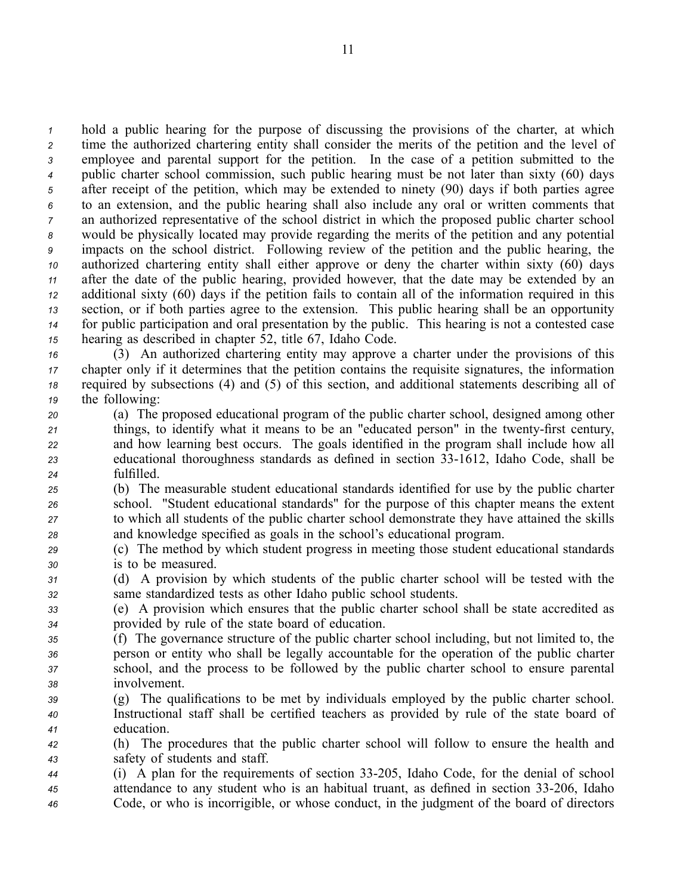hold a public hearing for the purpose of discussing the provisions of the charter, at which time the authorized chartering entity shall consider the merits of the petition and the level of employee and parental support for the petition. In the case of a petition submitted to the public charter school commission, such public hearing must be not later than sixty (60) days after receipt of the petition, which may be extended to ninety (90) days if both parties agree to an extension, and the public hearing shall also include any oral or written comments that an authorized representative of the school district in which the proposed public charter school would be physically located may provide regarding the merits of the petition and any potential impacts on the school district. Following review of the petition and the public hearing, the authorized chartering entity shall either approve or deny the charter within sixty (60) days after the date of the public hearing, provided however, that the date may be extended by an additional sixty (60) days if the petition fails to contain all of the information required in this section, or if both parties agree to the extension. This public hearing shall be an opportunity for public participation and oral presentation by the public. This hearing is not a contested case hearing as described in chapter 52, title 67, Idaho Code.

(3) An authorized chartering entity may approve a charter under the provisions of this chapter only if it determines that the petition contains the requisite signatures, the information required by subsections (4) and (5) of this section, and additional statements describing all of the following:

(a) The proposed educational program of the public charter school, designed among other things, to identify what it means to be an "educated person" in the twenty-first century, and how learning best occurs. The goals identified in the program shall include how all educational thoroughness standards as defined in section 33-1612, Idaho Code, shall be fulfilled.

(b) The measurable student educational standards identified for use by the public charter school. "Student educational standards" for the purpose of this chapter means the extent to which all students of the public charter school demonstrate they have attained the skills and knowledge specified as goals in the school's educational program.

(c) The method by which student progress in meeting those student educational standards is to be measured.

(d) A provision by which students of the public charter school will be tested with the same standardized tests as other Idaho public school students.

(e) A provision which ensures that the public charter school shall be state accredited as provided by rule of the state board of education.

(f) The governance structure of the public charter school including, but not limited to, the person or entity who shall be legally accountable for the operation of the public charter school, and the process to be followed by the public charter school to ensure parental involvement.

(g) The qualifications to be met by individuals employed by the public charter school. Instructional staff shall be certified teachers as provided by rule of the state board of education.

(h) The procedures that the public charter school will follow to ensure the health and safety of students and staff.

(i) A plan for the requirements of section 33-205, Idaho Code, for the denial of school attendance to any student who is an habitual truant, as defined in section 33-206, Idaho Code, or who is incorrigible, or whose conduct, in the judgment of the board of directors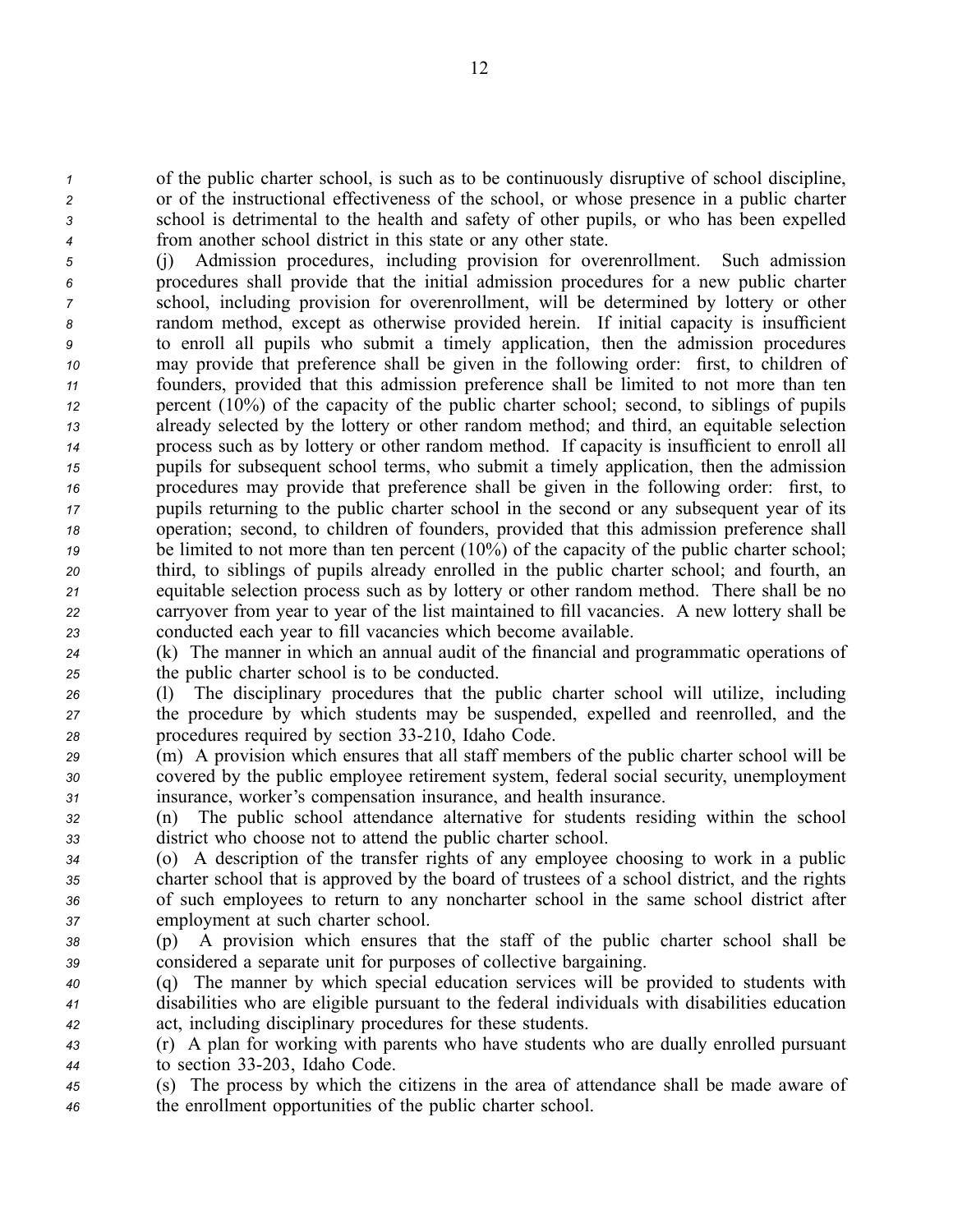of the public charter school, is such as to be continuously disruptive of school discipline, or of the instructional effectiveness of the school, or whose presence in a public charter school is detrimental to the health and safety of other pupils, or who has been expelled from another school district in this state or any other state.

(j) Admission procedures, including provision for overenrollment. Such admission procedures shall provide that the initial admission procedures for a new public charter school, including provision for overenrollment, will be determined by lottery or other random method, except as otherwise provided herein. If initial capacity is insufficient to enroll all pupils who submit a timely application, then the admission procedures may provide that preference shall be given in the following order: first, to children of founders, provided that this admission preference shall be limited to not more than ten percent (10%) of the capacity of the public charter school; second, to siblings of pupils already selected by the lottery or other random method; and third, an equitable selection process such as by lottery or other random method. If capacity is insufficient to enroll all pupils for subsequent school terms, who submit a timely application, then the admission procedures may provide that preference shall be given in the following order: first, to pupils returning to the public charter school in the second or any subsequent year of its operation; second, to children of founders, provided that this admission preference shall be limited to not more than ten percent (10%) of the capacity of the public charter school; third, to siblings of pupils already enrolled in the public charter school; and fourth, an equitable selection process such as by lottery or other random method. There shall be no carryover from year to year of the list maintained to fill vacancies. A new lottery shall be conducted each year to fill vacancies which become available.

(k) The manner in which an annual audit of the financial and programmatic operations of the public charter school is to be conducted.

(l) The disciplinary procedures that the public charter school will utilize, including the procedure by which students may be suspended, expelled and reenrolled, and the procedures required by section 33-210, Idaho Code.

(m) A provision which ensures that all staff members of the public charter school will be covered by the public employee retirement system, federal social security, unemployment insurance, worker's compensation insurance, and health insurance.

(n) The public school attendance alternative for students residing within the school district who choose not to attend the public charter school.

(o) A description of the transfer rights of any employee choosing to work in a public charter school that is approved by the board of trustees of a school district, and the rights of such employees to return to any noncharter school in the same school district after employment at such charter school.

(p) A provision which ensures that the staff of the public charter school shall be considered a separate unit for purposes of collective bargaining.

(q) The manner by which special education services will be provided to students with disabilities who are eligible pursuant to the federal individuals with disabilities education act, including disciplinary procedures for these students.

(r) A plan for working with parents who have students who are dually enrolled pursuant to section 33-203, Idaho Code.

(s) The process by which the citizens in the area of attendance shall be made aware of the enrollment opportunities of the public charter school.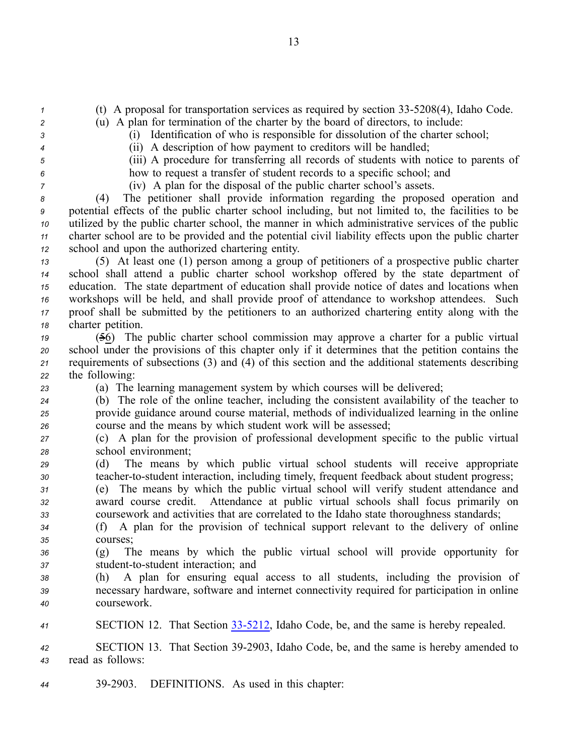(t) A proposal for transportation services as required by section 33-5208(4), Idaho Code.

(u) A plan for termination of the charter by the board of directors, to include:

(i) Identification of who is responsible for dissolution of the charter school;

(ii) A description of how payment to creditors will be handled;

(iii) A procedure for transferring all records of students with notice to parents of how to request a transfer of student records to a specific school; and

(iv) A plan for the disposal of the public charter school's assets.

(4) The petitioner shall provide information regarding the proposed operation and potential effects of the public charter school including, but not limited to, the facilities to be utilized by the public charter school, the manner in which administrative services of the public charter school are to be provided and the potential civil liability effects upon the public charter school and upon the authorized chartering entity.

(5) At least one (1) person among a group of petitioners of a prospective public charter school shall attend a public charter school workshop offered by the state department of education. The state department of education shall provide notice of dates and locations when workshops will be held, and shall provide proof of attendance to workshop attendees. Such proof shall be submitted by the petitioners to an authorized chartering entity along with the charter petition.

(56) The public charter school commission may approve a charter for a public virtual school under the provisions of this chapter only if it determines that the petition contains the requirements of subsections (3) and (4) of this section and the additional statements describing the following:

(a) The learning management system by which courses will be delivered;

(b) The role of the online teacher, including the consistent availability of the teacher to provide guidance around course material, methods of individualized learning in the online course and the means by which student work will be assessed;

(c) A plan for the provision of professional development specific to the public virtual school environment;

(d) The means by which public virtual school students will receive appropriate teacher-to-student interaction, including timely, frequent feedback about student progress;

(e) The means by which the public virtual school will verify student attendance and award course credit. Attendance at public virtual schools shall focus primarily on coursework and activities that are correlated to the Idaho state thoroughness standards;

(f) A plan for the provision of technical support relevant to the delivery of online courses;

(g) The means by which the public virtual school will provide opportunity for student-to-student interaction; and

(h) A plan for ensuring equal access to all students, including the provision of necessary hardware, software and internet connectivity required for participation in online coursework.

SECTION 12. That Section 33-5212, Idaho Code, be, and the same is hereby repealed.

SECTION 13. That Section 39-2903, Idaho Code, be, and the same is hereby amended to read as follows:

39-2903. DEFINITIONS. As used in this chapter: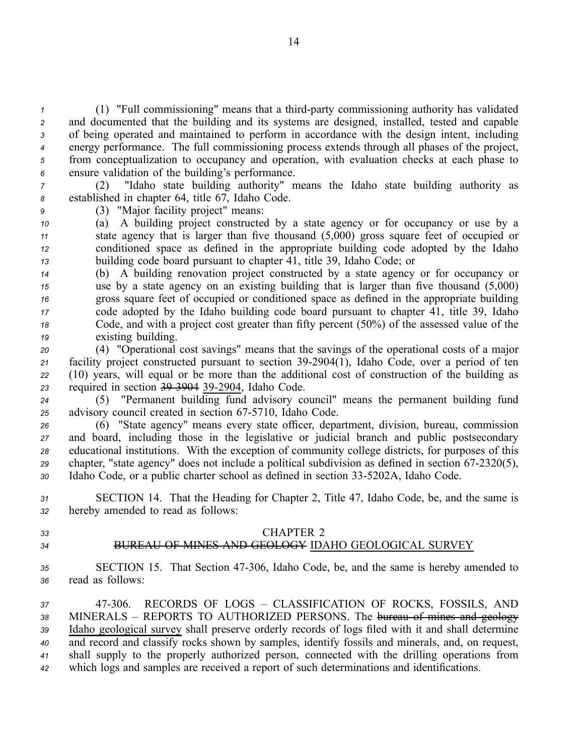(1) "Full commissioning" means that a third-party commissioning authority has validated and documented that the building and its systems are designed, installed, tested and capable of being operated and maintained to perform in accordance with the design intent, including energy performance. The full commissioning process extends through all phases of the project, from conceptualization to occupancy and operation, with evaluation checks at each phase to ensure validation of the building's performance.

(2) "Idaho state building authority" means the Idaho state building authority as established in chapter 64, title 67, Idaho Code.

(3) "Major facility project" means:

(a) A building project constructed by a state agency or for occupancy or use by a state agency that is larger than five thousand (5,000) gross square feet of occupied or conditioned space as defined in the appropriate building code adopted by the Idaho building code board pursuant to chapter 41, title 39, Idaho Code; or

(b) A building renovation project constructed by a state agency or for occupancy or use by a state agency on an existing building that is larger than five thousand (5,000) gross square feet of occupied or conditioned space as defined in the appropriate building code adopted by the Idaho building code board pursuant to chapter 41, title 39, Idaho Code, and with a project cost greater than fifty percent (50%) of the assessed value of the existing building.

(4) "Operational cost savings" means that the savings of the operational costs of a major facility project constructed pursuant to section 39-2904(1), Idaho Code, over a period of ten (10) years, will equal or be more than the additional cost of construction of the building as required in section ~~39-3904~~ <u>39-2904</u>, Idaho Code.

(5) "Permanent building fund advisory council" means the permanent building fund advisory council created in section 67-5710, Idaho Code.

(6) "State agency" means every state officer, department, division, bureau, commission and board, including those in the legislative or judicial branch and public postsecondary educational institutions. With the exception of community college districts, for purposes of this chapter, "state agency" does not include a political subdivision as defined in section 67-2320(5), Idaho Code, or a public charter school as defined in section 33-5202A, Idaho Code.

SECTION 14. That the Heading for Chapter 2, Title 47, Idaho Code, be, and the same is hereby amended to read as follows:

CHAPTER 2
~~BUREAU OF MINES AND GEOLOGY~~ <u>IDAHO GEOLOGICAL SURVEY</u>

SECTION 15. That Section 47-306, Idaho Code, be, and the same is hereby amended to read as follows:

47-306. RECORDS OF LOGS – CLASSIFICATION OF ROCKS, FOSSILS, AND MINERALS – REPORTS TO AUTHORIZED PERSONS. The ~~bureau of mines and geology~~ <u>Idaho geological survey</u> shall preserve orderly records of logs filed with it and shall determine and record and classify rocks shown by samples, identify fossils and minerals, and, on request, shall supply to the properly authorized person, connected with the drilling operations from which logs and samples are received a report of such determinations and identifications.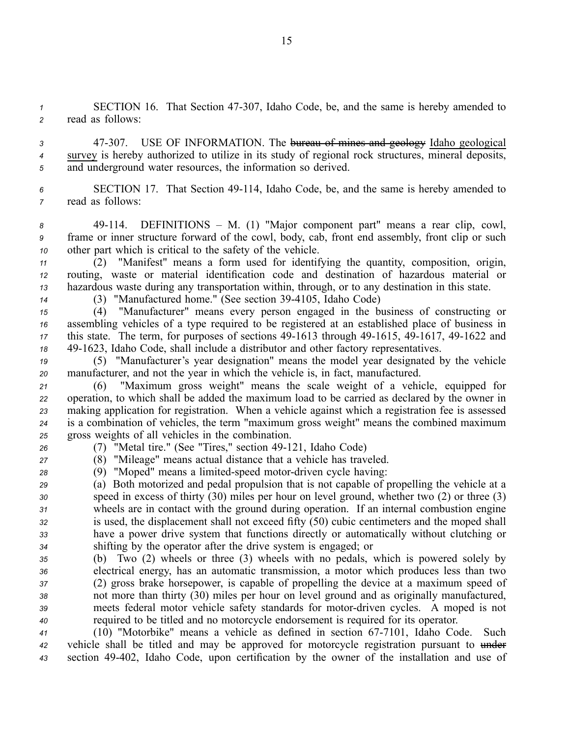SECTION 16. That Section 47-307, Idaho Code, be, and the same is hereby amended to read as follows:

47-307. USE OF INFORMATION. The ~~bureau of mines and geology~~ Idaho geological survey is hereby authorized to utilize in its study of regional rock structures, mineral deposits, and underground water resources, the information so derived.

SECTION 17. That Section 49-114, Idaho Code, be, and the same is hereby amended to read as follows:

49-114. DEFINITIONS – M. (1) "Major component part" means a rear clip, cowl, frame or inner structure forward of the cowl, body, cab, front end assembly, front clip or such other part which is critical to the safety of the vehicle.

(2) "Manifest" means a form used for identifying the quantity, composition, origin, routing, waste or material identification code and destination of hazardous material or hazardous waste during any transportation within, through, or to any destination in this state.

(3) "Manufactured home." (See section 39-4105, Idaho Code)

(4) "Manufacturer" means every person engaged in the business of constructing or assembling vehicles of a type required to be registered at an established place of business in this state. The term, for purposes of sections 49-1613 through 49-1615, 49-1617, 49-1622 and 49-1623, Idaho Code, shall include a distributor and other factory representatives.

(5) "Manufacturer's year designation" means the model year designated by the vehicle manufacturer, and not the year in which the vehicle is, in fact, manufactured.

(6) "Maximum gross weight" means the scale weight of a vehicle, equipped for operation, to which shall be added the maximum load to be carried as declared by the owner in making application for registration. When a vehicle against which a registration fee is assessed is a combination of vehicles, the term "maximum gross weight" means the combined maximum gross weights of all vehicles in the combination.

(7) "Metal tire." (See "Tires," section 49-121, Idaho Code)

(8) "Mileage" means actual distance that a vehicle has traveled.

(9) "Moped" means a limited-speed motor-driven cycle having:

(a) Both motorized and pedal propulsion that is not capable of propelling the vehicle at a speed in excess of thirty (30) miles per hour on level ground, whether two (2) or three (3) wheels are in contact with the ground during operation. If an internal combustion engine is used, the displacement shall not exceed fifty (50) cubic centimeters and the moped shall have a power drive system that functions directly or automatically without clutching or shifting by the operator after the drive system is engaged; or

(b) Two (2) wheels or three (3) wheels with no pedals, which is powered solely by electrical energy, has an automatic transmission, a motor which produces less than two (2) gross brake horsepower, is capable of propelling the device at a maximum speed of not more than thirty (30) miles per hour on level ground and as originally manufactured, meets federal motor vehicle safety standards for motor-driven cycles. A moped is not required to be titled and no motorcycle endorsement is required for its operator.

(10) "Motorbike" means a vehicle as defined in section 67-7101, Idaho Code. Such vehicle shall be titled and may be approved for motorcycle registration pursuant to ~~under~~ section 49-402, Idaho Code, upon certification by the owner of the installation and use of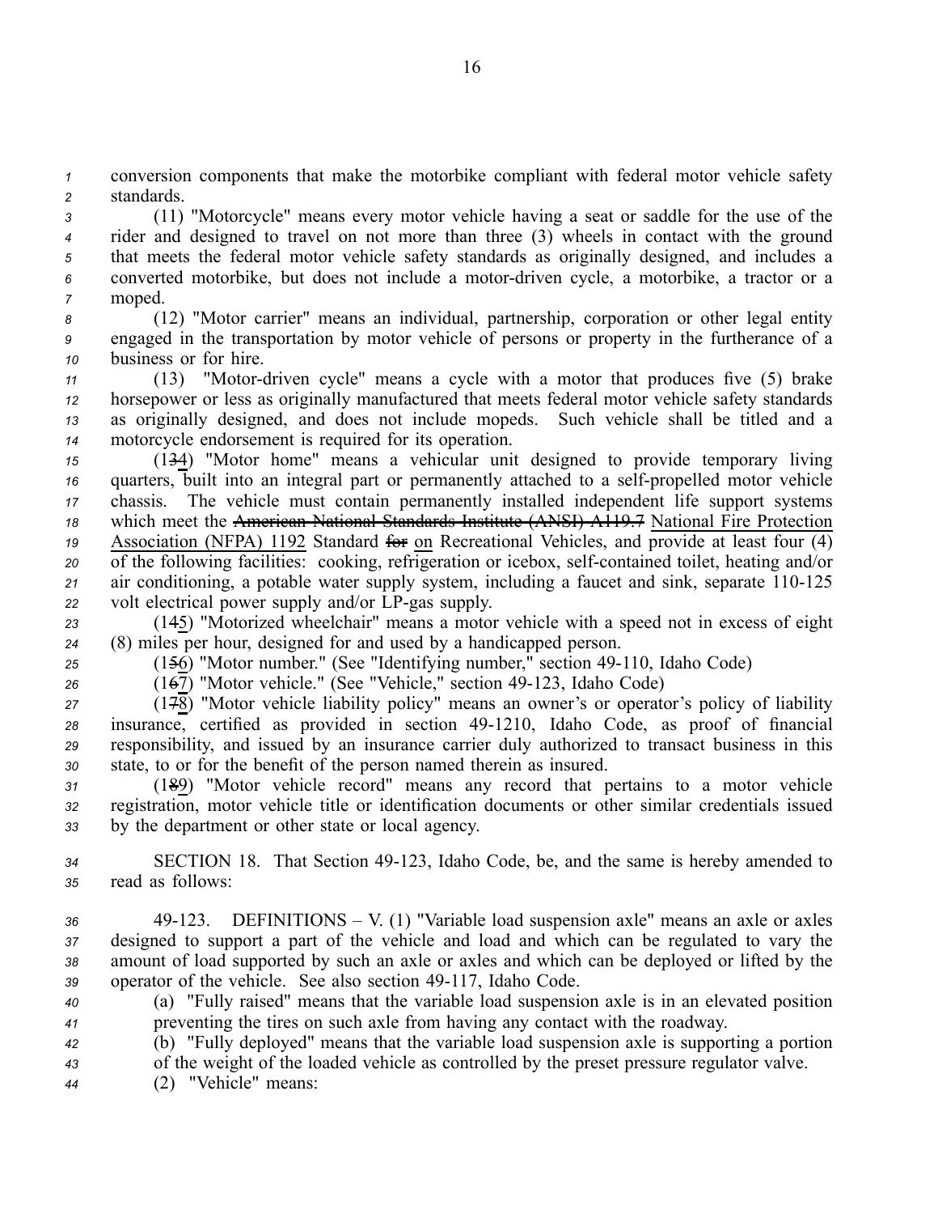conversion components that make the motorbike compliant with federal motor vehicle safety standards.

(11) "Motorcycle" means every motor vehicle having a seat or saddle for the use of the rider and designed to travel on not more than three (3) wheels in contact with the ground that meets the federal motor vehicle safety standards as originally designed, and includes a converted motorbike, but does not include a motor-driven cycle, a motorbike, a tractor or a moped.

(12) "Motor carrier" means an individual, partnership, corporation or other legal entity engaged in the transportation by motor vehicle of persons or property in the furtherance of a business or for hire.

(13) "Motor-driven cycle" means a cycle with a motor that produces five (5) brake horsepower or less as originally manufactured that meets federal motor vehicle safety standards as originally designed, and does not include mopeds. Such vehicle shall be titled and a motorcycle endorsement is required for its operation.

(1~~3~~<u>4</u>) "Motor home" means a vehicular unit designed to provide temporary living quarters, built into an integral part or permanently attached to a self-propelled motor vehicle chassis. The vehicle must contain permanently installed independent life support systems which meet the ~~American National Standards Institute (ANSI) A119.7~~ <u>National Fire Protection Association (NFPA) 1192</u> Standard ~~for~~ <u>on</u> Recreational Vehicles, and provide at least four (4) of the following facilities: cooking, refrigeration or icebox, self-contained toilet, heating and/or air conditioning, a potable water supply system, including a faucet and sink, separate 110-125 volt electrical power supply and/or LP-gas supply.

(1~~4~~<u>5</u>) "Motorized wheelchair" means a motor vehicle with a speed not in excess of eight (8) miles per hour, designed for and used by a handicapped person.

(1~~5~~<u>6</u>) "Motor number." (See "Identifying number," section 49-110, Idaho Code)

(1~~6~~<u>7</u>) "Motor vehicle." (See "Vehicle," section 49-123, Idaho Code)

(1~~7~~<u>8</u>) "Motor vehicle liability policy" means an owner's or operator's policy of liability insurance, certified as provided in section 49-1210, Idaho Code, as proof of financial responsibility, and issued by an insurance carrier duly authorized to transact business in this state, to or for the benefit of the person named therein as insured.

(1~~8~~<u>9</u>) "Motor vehicle record" means any record that pertains to a motor vehicle registration, motor vehicle title or identification documents or other similar credentials issued by the department or other state or local agency.

SECTION 18. That Section 49-123, Idaho Code, be, and the same is hereby amended to read as follows:

49-123. DEFINITIONS – V. (1) "Variable load suspension axle" means an axle or axles designed to support a part of the vehicle and load and which can be regulated to vary the amount of load supported by such an axle or axles and which can be deployed or lifted by the operator of the vehicle. See also section 49-117, Idaho Code.

(a) "Fully raised" means that the variable load suspension axle is in an elevated position preventing the tires on such axle from having any contact with the roadway.

(b) "Fully deployed" means that the variable load suspension axle is supporting a portion of the weight of the loaded vehicle as controlled by the preset pressure regulator valve.

(2) "Vehicle" means: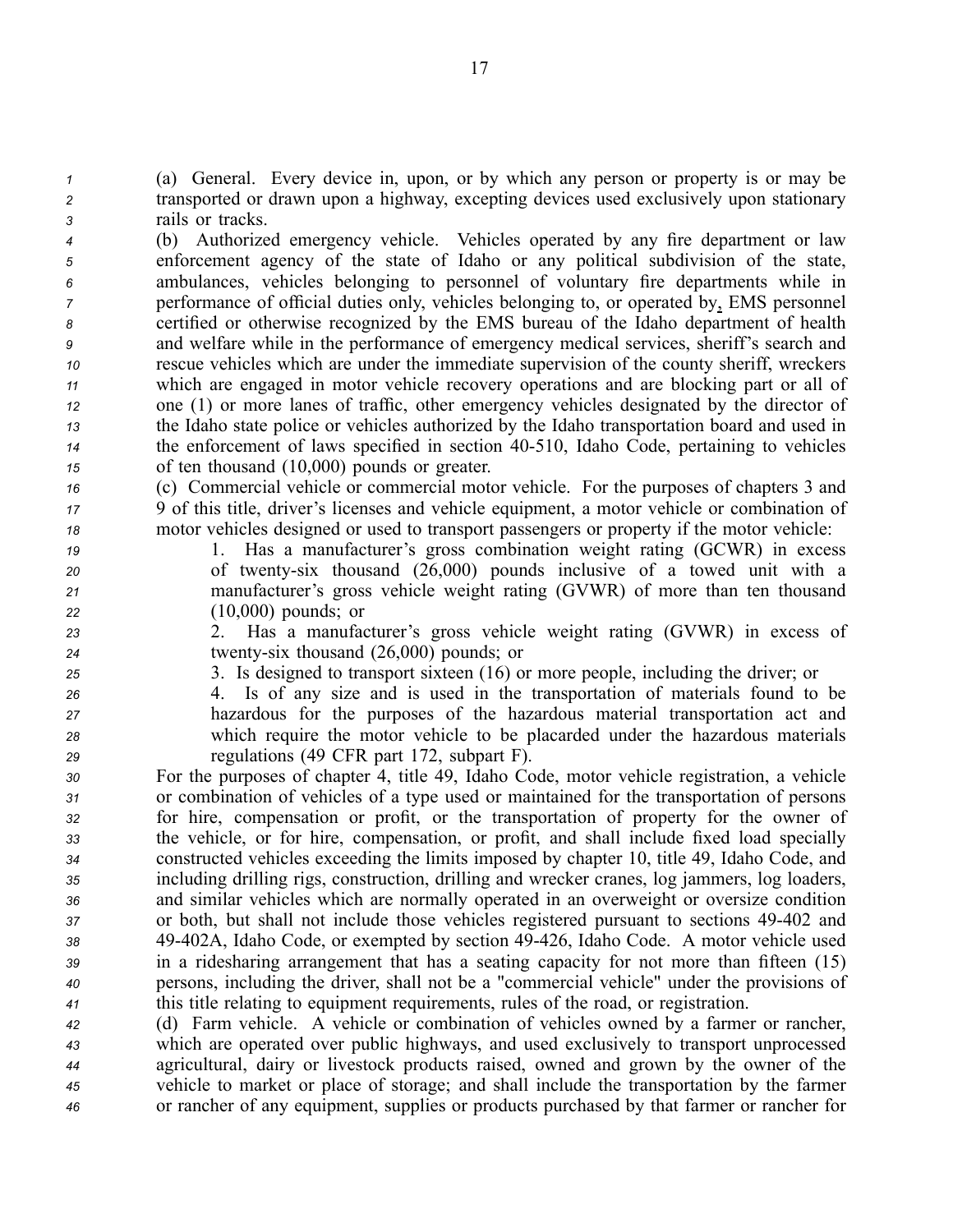(a) General. Every device in, upon, or by which any person or property is or may be transported or drawn upon a highway, excepting devices used exclusively upon stationary rails or tracks.

(b) Authorized emergency vehicle. Vehicles operated by any fire department or law enforcement agency of the state of Idaho or any political subdivision of the state, ambulances, vehicles belonging to personnel of voluntary fire departments while in performance of official duties only, vehicles belonging to, or operated by, EMS personnel certified or otherwise recognized by the EMS bureau of the Idaho department of health and welfare while in the performance of emergency medical services, sheriff's search and rescue vehicles which are under the immediate supervision of the county sheriff, wreckers which are engaged in motor vehicle recovery operations and are blocking part or all of one (1) or more lanes of traffic, other emergency vehicles designated by the director of the Idaho state police or vehicles authorized by the Idaho transportation board and used in the enforcement of laws specified in section 40-510, Idaho Code, pertaining to vehicles of ten thousand (10,000) pounds or greater.

(c) Commercial vehicle or commercial motor vehicle. For the purposes of chapters 3 and 9 of this title, driver's licenses and vehicle equipment, a motor vehicle or combination of motor vehicles designed or used to transport passengers or property if the motor vehicle:

1. Has a manufacturer's gross combination weight rating (GCWR) in excess of twenty-six thousand (26,000) pounds inclusive of a towed unit with a manufacturer's gross vehicle weight rating (GVWR) of more than ten thousand (10,000) pounds; or
2. Has a manufacturer's gross vehicle weight rating (GVWR) in excess of twenty-six thousand (26,000) pounds; or
3. Is designed to transport sixteen (16) or more people, including the driver; or
4. Is of any size and is used in the transportation of materials found to be hazardous for the purposes of the hazardous material transportation act and which require the motor vehicle to be placarded under the hazardous materials regulations (49 CFR part 172, subpart F).

For the purposes of chapter 4, title 49, Idaho Code, motor vehicle registration, a vehicle or combination of vehicles of a type used or maintained for the transportation of persons for hire, compensation or profit, or the transportation of property for the owner of the vehicle, or for hire, compensation, or profit, and shall include fixed load specially constructed vehicles exceeding the limits imposed by chapter 10, title 49, Idaho Code, and including drilling rigs, construction, drilling and wrecker cranes, log jammers, log loaders, and similar vehicles which are normally operated in an overweight or oversize condition or both, but shall not include those vehicles registered pursuant to sections 49-402 and 49-402A, Idaho Code, or exempted by section 49-426, Idaho Code. A motor vehicle used in a ridesharing arrangement that has a seating capacity for not more than fifteen (15) persons, including the driver, shall not be a "commercial vehicle" under the provisions of this title relating to equipment requirements, rules of the road, or registration.

(d) Farm vehicle. A vehicle or combination of vehicles owned by a farmer or rancher, which are operated over public highways, and used exclusively to transport unprocessed agricultural, dairy or livestock products raised, owned and grown by the owner of the vehicle to market or place of storage; and shall include the transportation by the farmer or rancher of any equipment, supplies or products purchased by that farmer or rancher for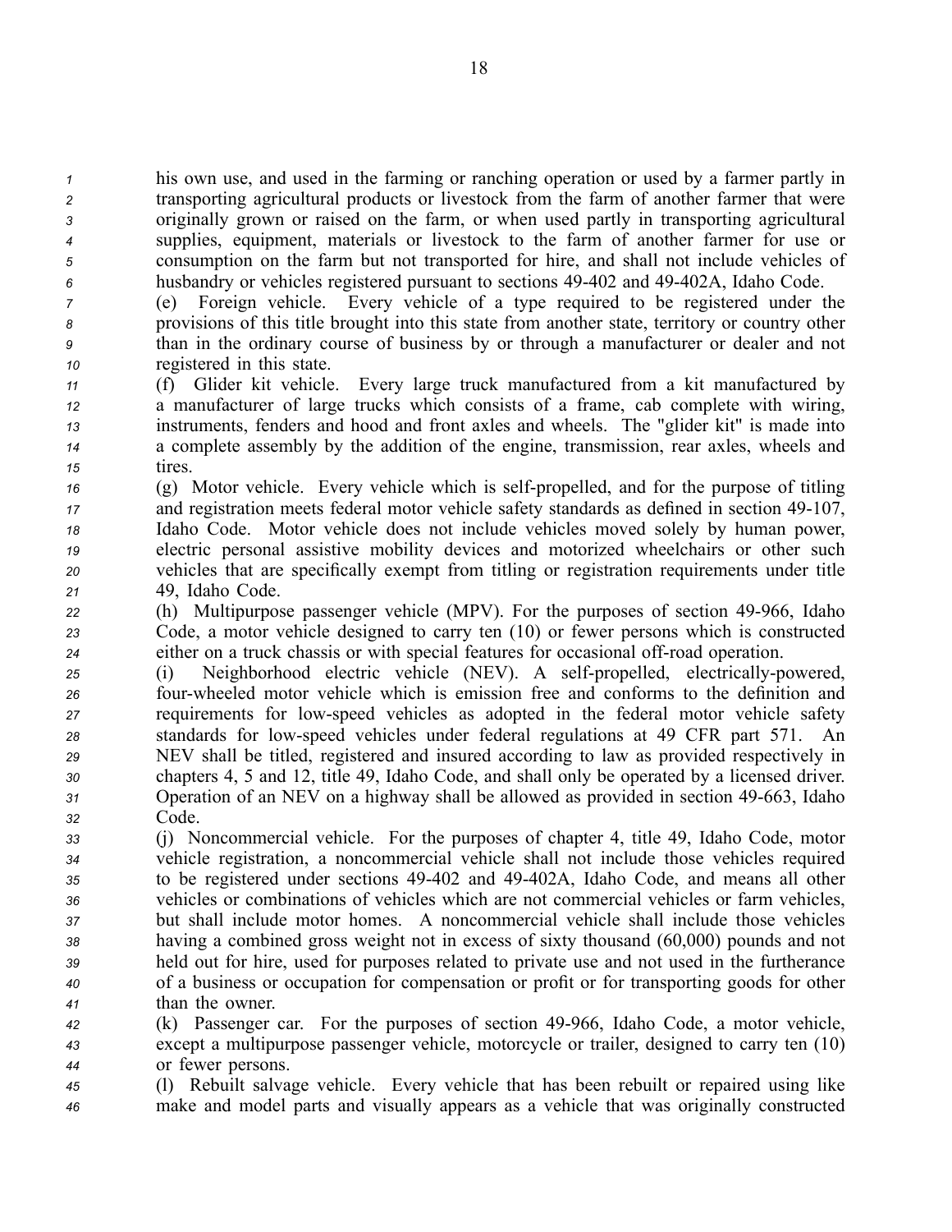his own use, and used in the farming or ranching operation or used by a farmer partly in transporting agricultural products or livestock from the farm of another farmer that were originally grown or raised on the farm, or when used partly in transporting agricultural supplies, equipment, materials or livestock to the farm of another farmer for use or consumption on the farm but not transported for hire, and shall not include vehicles of husbandry or vehicles registered pursuant to sections 49-402 and 49-402A, Idaho Code.

(e) Foreign vehicle. Every vehicle of a type required to be registered under the provisions of this title brought into this state from another state, territory or country other than in the ordinary course of business by or through a manufacturer or dealer and not registered in this state.

(f) Glider kit vehicle. Every large truck manufactured from a kit manufactured by a manufacturer of large trucks which consists of a frame, cab complete with wiring, instruments, fenders and hood and front axles and wheels. The "glider kit" is made into a complete assembly by the addition of the engine, transmission, rear axles, wheels and tires.

(g) Motor vehicle. Every vehicle which is self-propelled, and for the purpose of titling and registration meets federal motor vehicle safety standards as defined in section 49-107, Idaho Code. Motor vehicle does not include vehicles moved solely by human power, electric personal assistive mobility devices and motorized wheelchairs or other such vehicles that are specifically exempt from titling or registration requirements under title 49, Idaho Code.

(h) Multipurpose passenger vehicle (MPV). For the purposes of section 49-966, Idaho Code, a motor vehicle designed to carry ten (10) or fewer persons which is constructed either on a truck chassis or with special features for occasional off-road operation.

(i) Neighborhood electric vehicle (NEV). A self-propelled, electrically-powered, four-wheeled motor vehicle which is emission free and conforms to the definition and requirements for low-speed vehicles as adopted in the federal motor vehicle safety standards for low-speed vehicles under federal regulations at 49 CFR part 571. An NEV shall be titled, registered and insured according to law as provided respectively in chapters 4, 5 and 12, title 49, Idaho Code, and shall only be operated by a licensed driver. Operation of an NEV on a highway shall be allowed as provided in section 49-663, Idaho Code.

(j) Noncommercial vehicle. For the purposes of chapter 4, title 49, Idaho Code, motor vehicle registration, a noncommercial vehicle shall not include those vehicles required to be registered under sections 49-402 and 49-402A, Idaho Code, and means all other vehicles or combinations of vehicles which are not commercial vehicles or farm vehicles, but shall include motor homes. A noncommercial vehicle shall include those vehicles having a combined gross weight not in excess of sixty thousand (60,000) pounds and not held out for hire, used for purposes related to private use and not used in the furtherance of a business or occupation for compensation or profit or for transporting goods for other than the owner.

(k) Passenger car. For the purposes of section 49-966, Idaho Code, a motor vehicle, except a multipurpose passenger vehicle, motorcycle or trailer, designed to carry ten (10) or fewer persons.

(l) Rebuilt salvage vehicle. Every vehicle that has been rebuilt or repaired using like make and model parts and visually appears as a vehicle that was originally constructed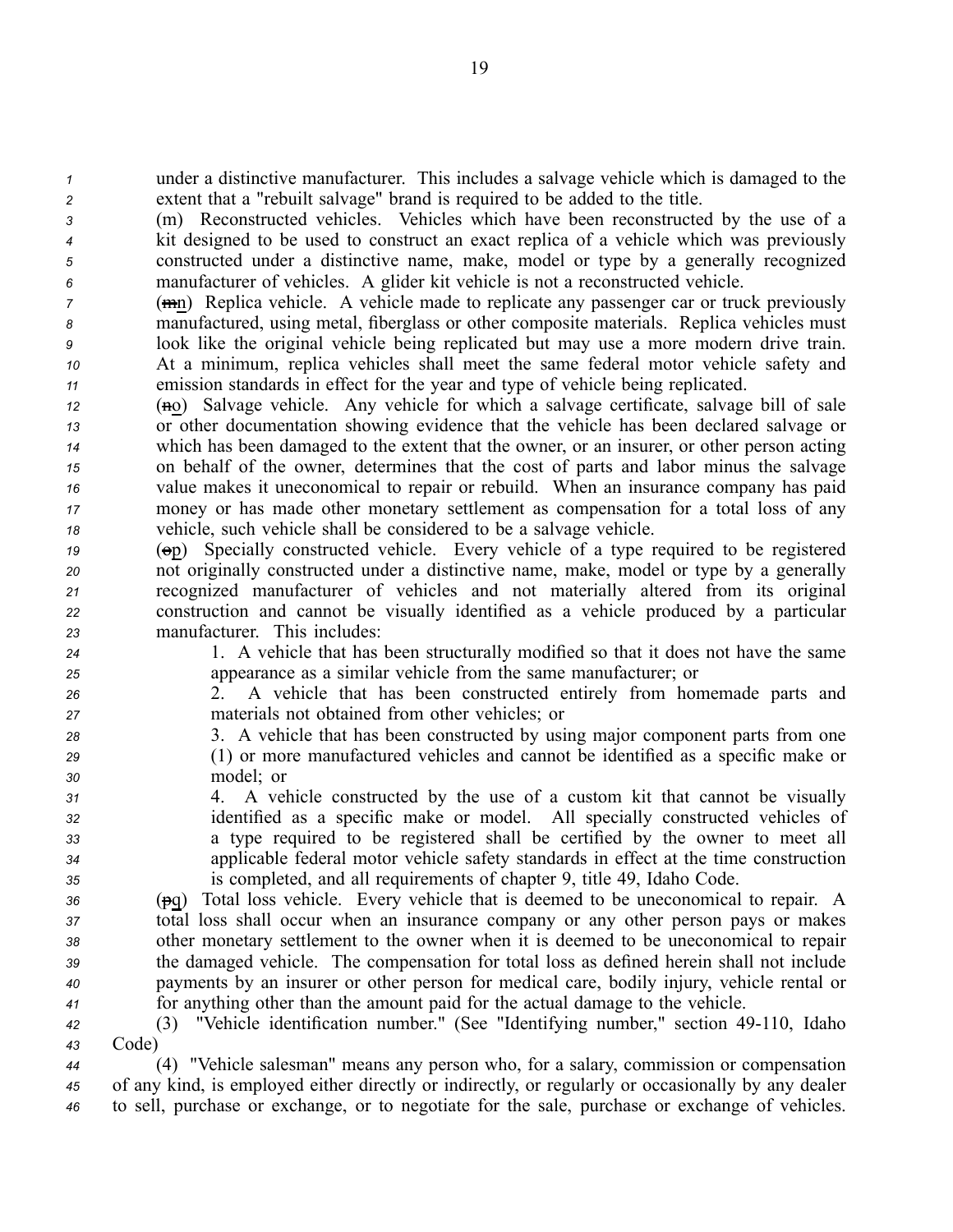under a distinctive manufacturer. This includes a salvage vehicle which is damaged to the extent that a "rebuilt salvage" brand is required to be added to the title.

(m) Reconstructed vehicles. Vehicles which have been reconstructed by the use of a kit designed to be used to construct an exact replica of a vehicle which was previously constructed under a distinctive name, make, model or type by a generally recognized manufacturer of vehicles. A glider kit vehicle is not a reconstructed vehicle.

(~~m~~n) Replica vehicle. A vehicle made to replicate any passenger car or truck previously manufactured, using metal, fiberglass or other composite materials. Replica vehicles must look like the original vehicle being replicated but may use a more modern drive train. At a minimum, replica vehicles shall meet the same federal motor vehicle safety and emission standards in effect for the year and type of vehicle being replicated.

(~~n~~o) Salvage vehicle. Any vehicle for which a salvage certificate, salvage bill of sale or other documentation showing evidence that the vehicle has been declared salvage or which has been damaged to the extent that the owner, or an insurer, or other person acting on behalf of the owner, determines that the cost of parts and labor minus the salvage value makes it uneconomical to repair or rebuild. When an insurance company has paid money or has made other monetary settlement as compensation for a total loss of any vehicle, such vehicle shall be considered to be a salvage vehicle.

(~~o~~p) Specially constructed vehicle. Every vehicle of a type required to be registered not originally constructed under a distinctive name, make, model or type by a generally recognized manufacturer of vehicles and not materially altered from its original construction and cannot be visually identified as a vehicle produced by a particular manufacturer. This includes:

1. A vehicle that has been structurally modified so that it does not have the same appearance as a similar vehicle from the same manufacturer; or

2. A vehicle that has been constructed entirely from homemade parts and materials not obtained from other vehicles; or

3. A vehicle that has been constructed by using major component parts from one (1) or more manufactured vehicles and cannot be identified as a specific make or model; or

4. A vehicle constructed by the use of a custom kit that cannot be visually identified as a specific make or model. All specially constructed vehicles of a type required to be registered shall be certified by the owner to meet all applicable federal motor vehicle safety standards in effect at the time construction is completed, and all requirements of chapter 9, title 49, Idaho Code.

(~~p~~q) Total loss vehicle. Every vehicle that is deemed to be uneconomical to repair. A total loss shall occur when an insurance company or any other person pays or makes other monetary settlement to the owner when it is deemed to be uneconomical to repair the damaged vehicle. The compensation for total loss as defined herein shall not include payments by an insurer or other person for medical care, bodily injury, vehicle rental or for anything other than the amount paid for the actual damage to the vehicle.

(3) "Vehicle identification number." (See "Identifying number," section 49-110, Idaho Code)

(4) "Vehicle salesman" means any person who, for a salary, commission or compensation of any kind, is employed either directly or indirectly, or regularly or occasionally by any dealer to sell, purchase or exchange, or to negotiate for the sale, purchase or exchange of vehicles.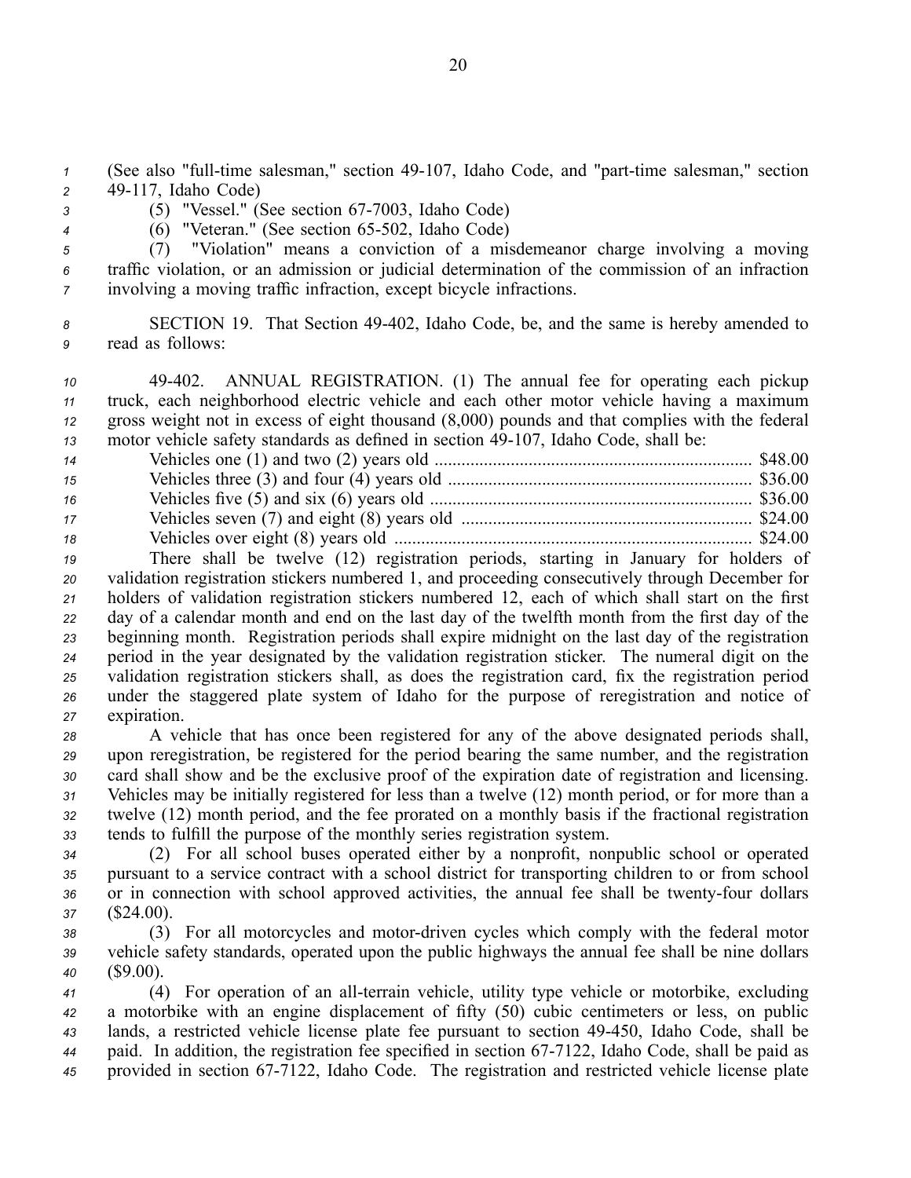(See also "full-time salesman," section 49-107, Idaho Code, and "part-time salesman," section 49-117, Idaho Code)

(5) "Vessel." (See section 67-7003, Idaho Code)

(6) "Veteran." (See section 65-502, Idaho Code)

(7) "Violation" means a conviction of a misdemeanor charge involving a moving traffic violation, or an admission or judicial determination of the commission of an infraction involving a moving traffic infraction, except bicycle infractions.

SECTION 19. That Section 49-402, Idaho Code, be, and the same is hereby amended to read as follows:

49-402. ANNUAL REGISTRATION. (1) The annual fee for operating each pickup truck, each neighborhood electric vehicle and each other motor vehicle having a maximum gross weight not in excess of eight thousand (8,000) pounds and that complies with the federal motor vehicle safety standards as defined in section 49-107, Idaho Code, shall be:

| | |
|---|---|
| Vehicles one (1) and two (2) years old | $48.00 |
| Vehicles three (3) and four (4) years old | $36.00 |
| Vehicles five (5) and six (6) years old | $36.00 |
| Vehicles seven (7) and eight (8) years old | $24.00 |
| Vehicles over eight (8) years old | $24.00 |

There shall be twelve (12) registration periods, starting in January for holders of validation registration stickers numbered 1, and proceeding consecutively through December for holders of validation registration stickers numbered 12, each of which shall start on the first day of a calendar month and end on the last day of the twelfth month from the first day of the beginning month. Registration periods shall expire midnight on the last day of the registration period in the year designated by the validation registration sticker. The numeral digit on the validation registration stickers shall, as does the registration card, fix the registration period under the staggered plate system of Idaho for the purpose of reregistration and notice of expiration.

A vehicle that has once been registered for any of the above designated periods shall, upon reregistration, be registered for the period bearing the same number, and the registration card shall show and be the exclusive proof of the expiration date of registration and licensing. Vehicles may be initially registered for less than a twelve (12) month period, or for more than a twelve (12) month period, and the fee prorated on a monthly basis if the fractional registration tends to fulfill the purpose of the monthly series registration system.

(2) For all school buses operated either by a nonprofit, nonpublic school or operated pursuant to a service contract with a school district for transporting children to or from school or in connection with school approved activities, the annual fee shall be twenty-four dollars ($24.00).

(3) For all motorcycles and motor-driven cycles which comply with the federal motor vehicle safety standards, operated upon the public highways the annual fee shall be nine dollars ($9.00).

(4) For operation of an all-terrain vehicle, utility type vehicle or motorbike, excluding a motorbike with an engine displacement of fifty (50) cubic centimeters or less, on public lands, a restricted vehicle license plate fee pursuant to section 49-450, Idaho Code, shall be paid. In addition, the registration fee specified in section 67-7122, Idaho Code, shall be paid as provided in section 67-7122, Idaho Code. The registration and restricted vehicle license plate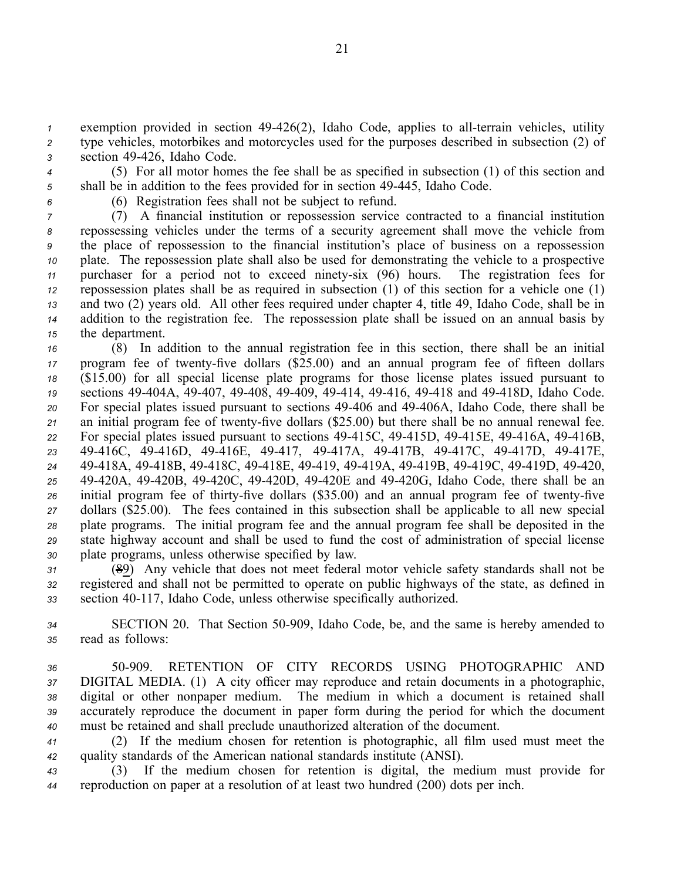exemption provided in section 49-426(2), Idaho Code, applies to all-terrain vehicles, utility type vehicles, motorbikes and motorcycles used for the purposes described in subsection (2) of section 49-426, Idaho Code.

(5) For all motor homes the fee shall be as specified in subsection (1) of this section and shall be in addition to the fees provided for in section 49-445, Idaho Code.

(6) Registration fees shall not be subject to refund.

(7) A financial institution or repossession service contracted to a financial institution repossessing vehicles under the terms of a security agreement shall move the vehicle from the place of repossession to the financial institution's place of business on a repossession plate. The repossession plate shall also be used for demonstrating the vehicle to a prospective purchaser for a period not to exceed ninety-six (96) hours. The registration fees for repossession plates shall be as required in subsection (1) of this section for a vehicle one (1) and two (2) years old. All other fees required under chapter 4, title 49, Idaho Code, shall be in addition to the registration fee. The repossession plate shall be issued on an annual basis by the department.

(8) In addition to the annual registration fee in this section, there shall be an initial program fee of twenty-five dollars ($25.00) and an annual program fee of fifteen dollars ($15.00) for all special license plate programs for those license plates issued pursuant to sections 49-404A, 49-407, 49-408, 49-409, 49-414, 49-416, 49-418 and 49-418D, Idaho Code. For special plates issued pursuant to sections 49-406 and 49-406A, Idaho Code, there shall be an initial program fee of twenty-five dollars ($25.00) but there shall be no annual renewal fee. For special plates issued pursuant to sections 49-415C, 49-415D, 49-415E, 49-416A, 49-416B, 49-416C, 49-416D, 49-416E, 49-417, 49-417A, 49-417B, 49-417C, 49-417D, 49-417E, 49-418A, 49-418B, 49-418C, 49-418E, 49-419, 49-419A, 49-419B, 49-419C, 49-419D, 49-420, 49-420A, 49-420B, 49-420C, 49-420D, 49-420E and 49-420G, Idaho Code, there shall be an initial program fee of thirty-five dollars ($35.00) and an annual program fee of twenty-five dollars ($25.00). The fees contained in this subsection shall be applicable to all new special plate programs. The initial program fee and the annual program fee shall be deposited in the state highway account and shall be used to fund the cost of administration of special license plate programs, unless otherwise specified by law.

(~~8~~9) Any vehicle that does not meet federal motor vehicle safety standards shall not be registered and shall not be permitted to operate on public highways of the state, as defined in section 40-117, Idaho Code, unless otherwise specifically authorized.

SECTION 20. That Section 50-909, Idaho Code, be, and the same is hereby amended to read as follows:

50-909. RETENTION OF CITY RECORDS USING PHOTOGRAPHIC AND DIGITAL MEDIA. (1) A city officer may reproduce and retain documents in a photographic, digital or other nonpaper medium. The medium in which a document is retained shall accurately reproduce the document in paper form during the period for which the document must be retained and shall preclude unauthorized alteration of the document.

(2) If the medium chosen for retention is photographic, all film used must meet the quality standards of the American national standards institute (ANSI).

(3) If the medium chosen for retention is digital, the medium must provide for reproduction on paper at a resolution of at least two hundred (200) dots per inch.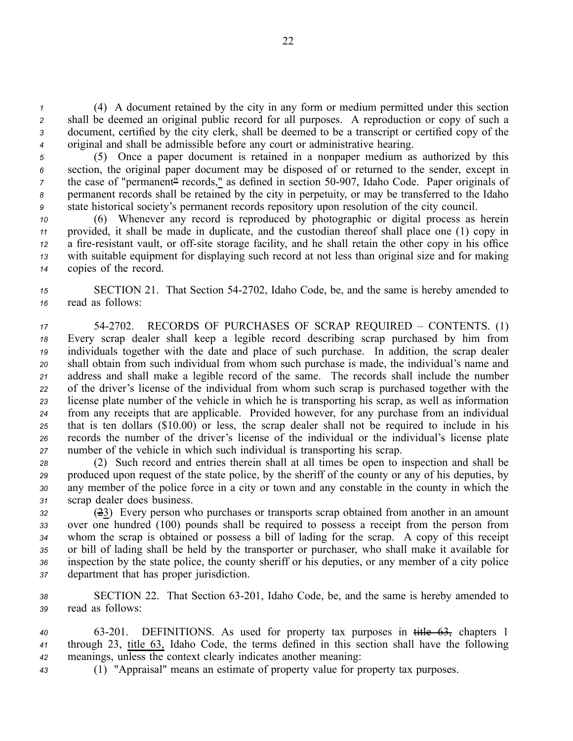(4) A document retained by the city in any form or medium permitted under this section shall be deemed an original public record for all purposes. A reproduction or copy of such a document, certified by the city clerk, shall be deemed to be a transcript or certified copy of the original and shall be admissible before any court or administrative hearing.

(5) Once a paper document is retained in a nonpaper medium as authorized by this section, the original paper document may be disposed of or returned to the sender, except in the case of "permanent" records," as defined in section 50-907, Idaho Code. Paper originals of permanent records shall be retained by the city in perpetuity, or may be transferred to the Idaho state historical society's permanent records repository upon resolution of the city council.

(6) Whenever any record is reproduced by photographic or digital process as herein provided, it shall be made in duplicate, and the custodian thereof shall place one (1) copy in a fire-resistant vault, or off-site storage facility, and he shall retain the other copy in his office with suitable equipment for displaying such record at not less than original size and for making copies of the record.

SECTION 21. That Section 54-2702, Idaho Code, be, and the same is hereby amended to read as follows:

54-2702. RECORDS OF PURCHASES OF SCRAP REQUIRED – CONTENTS. (1) Every scrap dealer shall keep a legible record describing scrap purchased by him from individuals together with the date and place of such purchase. In addition, the scrap dealer shall obtain from such individual from whom such purchase is made, the individual's name and address and shall make a legible record of the same. The records shall include the number of the driver's license of the individual from whom such scrap is purchased together with the license plate number of the vehicle in which he is transporting his scrap, as well as information from any receipts that are applicable. Provided however, for any purchase from an individual that is ten dollars ($10.00) or less, the scrap dealer shall not be required to include in his records the number of the driver's license of the individual or the individual's license plate number of the vehicle in which such individual is transporting his scrap.

(2) Such record and entries therein shall at all times be open to inspection and shall be produced upon request of the state police, by the sheriff of the county or any of his deputies, by any member of the police force in a city or town and any constable in the county in which the scrap dealer does business.

(~~2~~3) Every person who purchases or transports scrap obtained from another in an amount over one hundred (100) pounds shall be required to possess a receipt from the person from whom the scrap is obtained or possess a bill of lading for the scrap. A copy of this receipt or bill of lading shall be held by the transporter or purchaser, who shall make it available for inspection by the state police, the county sheriff or his deputies, or any member of a city police department that has proper jurisdiction.

SECTION 22. That Section 63-201, Idaho Code, be, and the same is hereby amended to read as follows:

63-201. DEFINITIONS. As used for property tax purposes in ~~title 63,~~ chapters 1 through 23, title 63, Idaho Code, the terms defined in this section shall have the following meanings, unless the context clearly indicates another meaning:

(1) "Appraisal" means an estimate of property value for property tax purposes.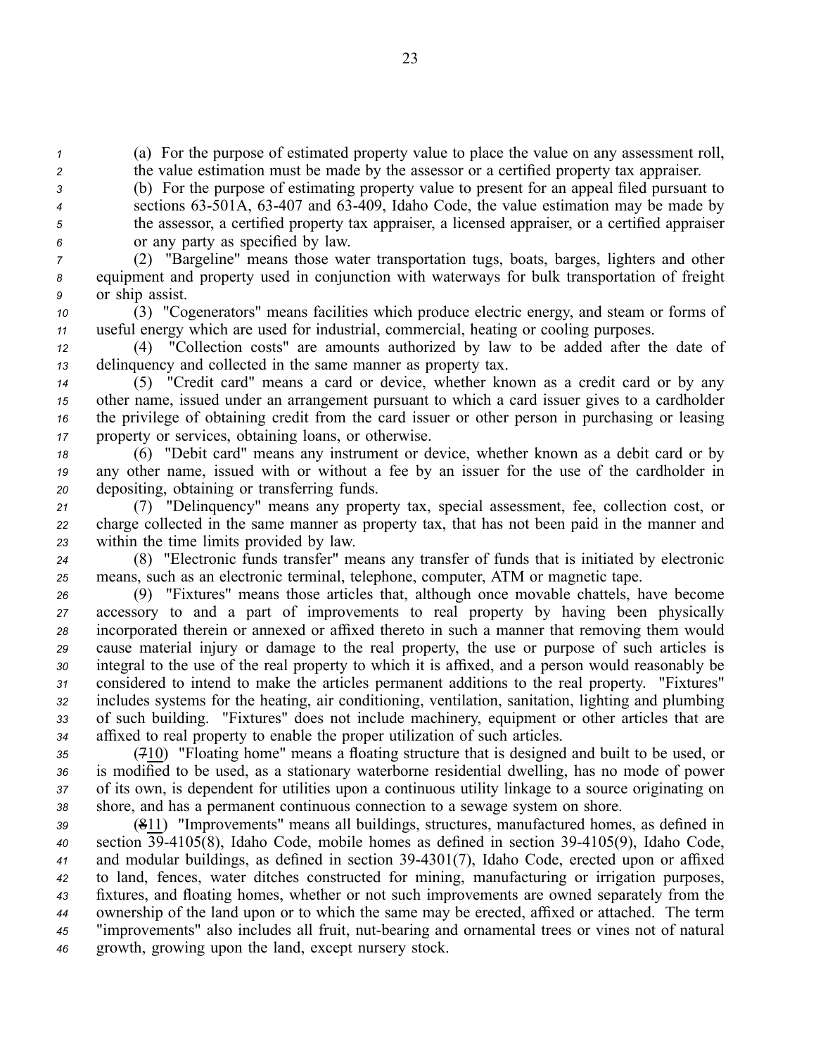(a) For the purpose of estimated property value to place the value on any assessment roll, the value estimation must be made by the assessor or a certified property tax appraiser.

(b) For the purpose of estimating property value to present for an appeal filed pursuant to sections 63-501A, 63-407 and 63-409, Idaho Code, the value estimation may be made by the assessor, a certified property tax appraiser, a licensed appraiser, or a certified appraiser or any party as specified by law.

(2) "Bargeline" means those water transportation tugs, boats, barges, lighters and other equipment and property used in conjunction with waterways for bulk transportation of freight or ship assist.

(3) "Cogenerators" means facilities which produce electric energy, and steam or forms of useful energy which are used for industrial, commercial, heating or cooling purposes.

(4) "Collection costs" are amounts authorized by law to be added after the date of delinquency and collected in the same manner as property tax.

(5) "Credit card" means a card or device, whether known as a credit card or by any other name, issued under an arrangement pursuant to which a card issuer gives to a cardholder the privilege of obtaining credit from the card issuer or other person in purchasing or leasing property or services, obtaining loans, or otherwise.

(6) "Debit card" means any instrument or device, whether known as a debit card or by any other name, issued with or without a fee by an issuer for the use of the cardholder in depositing, obtaining or transferring funds.

(7) "Delinquency" means any property tax, special assessment, fee, collection cost, or charge collected in the same manner as property tax, that has not been paid in the manner and within the time limits provided by law.

(8) "Electronic funds transfer" means any transfer of funds that is initiated by electronic means, such as an electronic terminal, telephone, computer, ATM or magnetic tape.

(9) "Fixtures" means those articles that, although once movable chattels, have become accessory to and a part of improvements to real property by having been physically incorporated therein or annexed or affixed thereto in such a manner that removing them would cause material injury or damage to the real property, the use or purpose of such articles is integral to the use of the real property to which it is affixed, and a person would reasonably be considered to intend to make the articles permanent additions to the real property. "Fixtures" includes systems for the heating, air conditioning, ventilation, sanitation, lighting and plumbing of such building. "Fixtures" does not include machinery, equipment or other articles that are affixed to real property to enable the proper utilization of such articles.

(~~7~~10) "Floating home" means a floating structure that is designed and built to be used, or is modified to be used, as a stationary waterborne residential dwelling, has no mode of power of its own, is dependent for utilities upon a continuous utility linkage to a source originating on shore, and has a permanent continuous connection to a sewage system on shore.

(~~8~~11) "Improvements" means all buildings, structures, manufactured homes, as defined in section 39-4105(8), Idaho Code, mobile homes as defined in section 39-4105(9), Idaho Code, and modular buildings, as defined in section 39-4301(7), Idaho Code, erected upon or affixed to land, fences, water ditches constructed for mining, manufacturing or irrigation purposes, fixtures, and floating homes, whether or not such improvements are owned separately from the ownership of the land upon or to which the same may be erected, affixed or attached. The term "improvements" also includes all fruit, nut-bearing and ornamental trees or vines not of natural growth, growing upon the land, except nursery stock.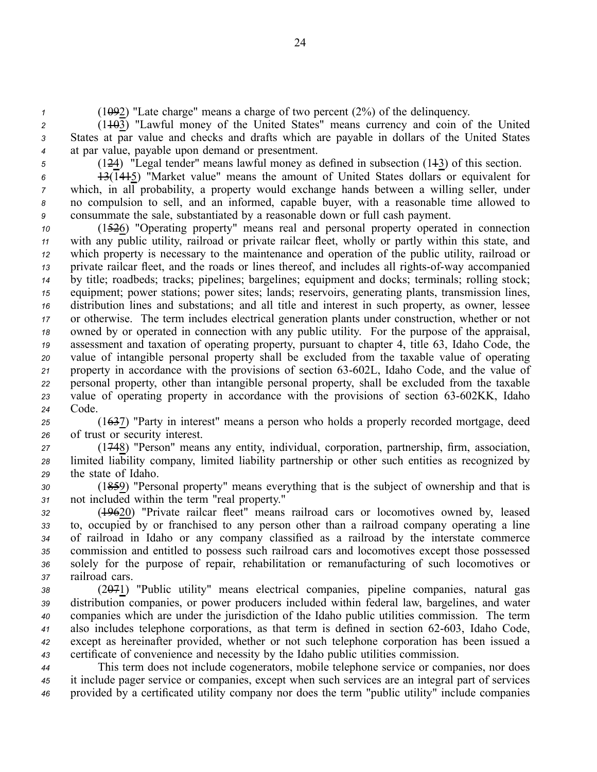(1092) "Late charge" means a charge of two percent (2%) of the delinquency.

(1103) "Lawful money of the United States" means currency and coin of the United States at par value and checks and drafts which are payable in dollars of the United States at par value, payable upon demand or presentment.

(124) "Legal tender" means lawful money as defined in subsection (113) of this section.

13(1415) "Market value" means the amount of United States dollars or equivalent for which, in all probability, a property would exchange hands between a willing seller, under no compulsion to sell, and an informed, capable buyer, with a reasonable time allowed to consummate the sale, substantiated by a reasonable down or full cash payment.

(1526) "Operating property" means real and personal property operated in connection with any public utility, railroad or private railcar fleet, wholly or partly within this state, and which property is necessary to the maintenance and operation of the public utility, railroad or private railcar fleet, and the roads or lines thereof, and includes all rights-of-way accompanied by title; roadbeds; tracks; pipelines; bargelines; equipment and docks; terminals; rolling stock; equipment; power stations; power sites; lands; reservoirs, generating plants, transmission lines, distribution lines and substations; and all title and interest in such property, as owner, lessee or otherwise. The term includes electrical generation plants under construction, whether or not owned by or operated in connection with any public utility. For the purpose of the appraisal, assessment and taxation of operating property, pursuant to chapter 4, title 63, Idaho Code, the value of intangible personal property shall be excluded from the taxable value of operating property in accordance with the provisions of section 63-602L, Idaho Code, and the value of personal property, other than intangible personal property, shall be excluded from the taxable value of operating property in accordance with the provisions of section 63-602KK, Idaho Code.

(1637) "Party in interest" means a person who holds a properly recorded mortgage, deed of trust or security interest.

(1748) "Person" means any entity, individual, corporation, partnership, firm, association, limited liability company, limited liability partnership or other such entities as recognized by the state of Idaho.

(1859) "Personal property" means everything that is the subject of ownership and that is not included within the term "real property."

(19620) "Private railcar fleet" means railroad cars or locomotives owned by, leased to, occupied by or franchised to any person other than a railroad company operating a line of railroad in Idaho or any company classified as a railroad by the interstate commerce commission and entitled to possess such railroad cars and locomotives except those possessed solely for the purpose of repair, rehabilitation or remanufacturing of such locomotives or railroad cars.

(2071) "Public utility" means electrical companies, pipeline companies, natural gas distribution companies, or power producers included within federal law, bargelines, and water companies which are under the jurisdiction of the Idaho public utilities commission. The term also includes telephone corporations, as that term is defined in section 62-603, Idaho Code, except as hereinafter provided, whether or not such telephone corporation has been issued a certificate of convenience and necessity by the Idaho public utilities commission.

This term does not include cogenerators, mobile telephone service or companies, nor does it include pager service or companies, except when such services are an integral part of services provided by a certificated utility company nor does the term "public utility" include companies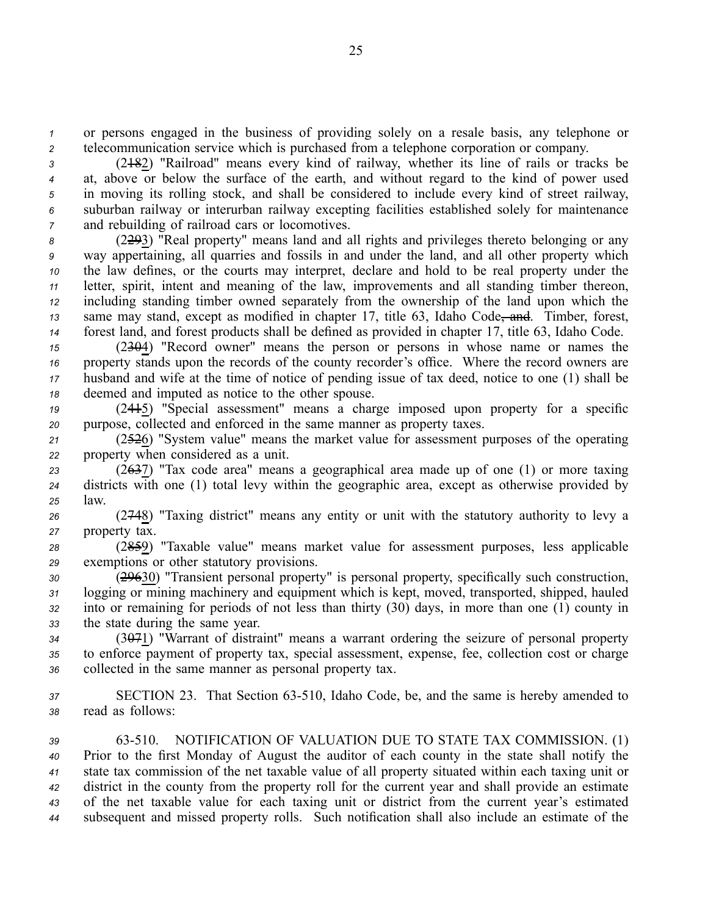or persons engaged in the business of providing solely on a resale basis, any telephone or telecommunication service which is purchased from a telephone corporation or company.

(2182) "Railroad" means every kind of railway, whether its line of rails or tracks be at, above or below the surface of the earth, and without regard to the kind of power used in moving its rolling stock, and shall be considered to include every kind of street railway, suburban railway or interurban railway excepting facilities established solely for maintenance and rebuilding of railroad cars or locomotives.

(2293) "Real property" means land and all rights and privileges thereto belonging or any way appertaining, all quarries and fossils in and under the land, and all other property which the law defines, or the courts may interpret, declare and hold to be real property under the letter, spirit, intent and meaning of the law, improvements and all standing timber thereon, including standing timber owned separately from the ownership of the land upon which the same may stand, except as modified in chapter 17, title 63, Idaho Code~~, and~~. Timber, forest, forest land, and forest products shall be defined as provided in chapter 17, title 63, Idaho Code.

(2304) "Record owner" means the person or persons in whose name or names the property stands upon the records of the county recorder's office. Where the record owners are husband and wife at the time of notice of pending issue of tax deed, notice to one (1) shall be deemed and imputed as notice to the other spouse.

(2415) "Special assessment" means a charge imposed upon property for a specific purpose, collected and enforced in the same manner as property taxes.

(2526) "System value" means the market value for assessment purposes of the operating property when considered as a unit.

(2637) "Tax code area" means a geographical area made up of one (1) or more taxing districts with one (1) total levy within the geographic area, except as otherwise provided by law.

(2748) "Taxing district" means any entity or unit with the statutory authority to levy a property tax.

(2859) "Taxable value" means market value for assessment purposes, less applicable exemptions or other statutory provisions.

(29630) "Transient personal property" is personal property, specifically such construction, logging or mining machinery and equipment which is kept, moved, transported, shipped, hauled into or remaining for periods of not less than thirty (30) days, in more than one (1) county in the state during the same year.

(3071) "Warrant of distraint" means a warrant ordering the seizure of personal property to enforce payment of property tax, special assessment, expense, fee, collection cost or charge collected in the same manner as personal property tax.

SECTION 23. That Section 63-510, Idaho Code, be, and the same is hereby amended to read as follows:

63-510. NOTIFICATION OF VALUATION DUE TO STATE TAX COMMISSION. (1) Prior to the first Monday of August the auditor of each county in the state shall notify the state tax commission of the net taxable value of all property situated within each taxing unit or district in the county from the property roll for the current year and shall provide an estimate of the net taxable value for each taxing unit or district from the current year's estimated subsequent and missed property rolls. Such notification shall also include an estimate of the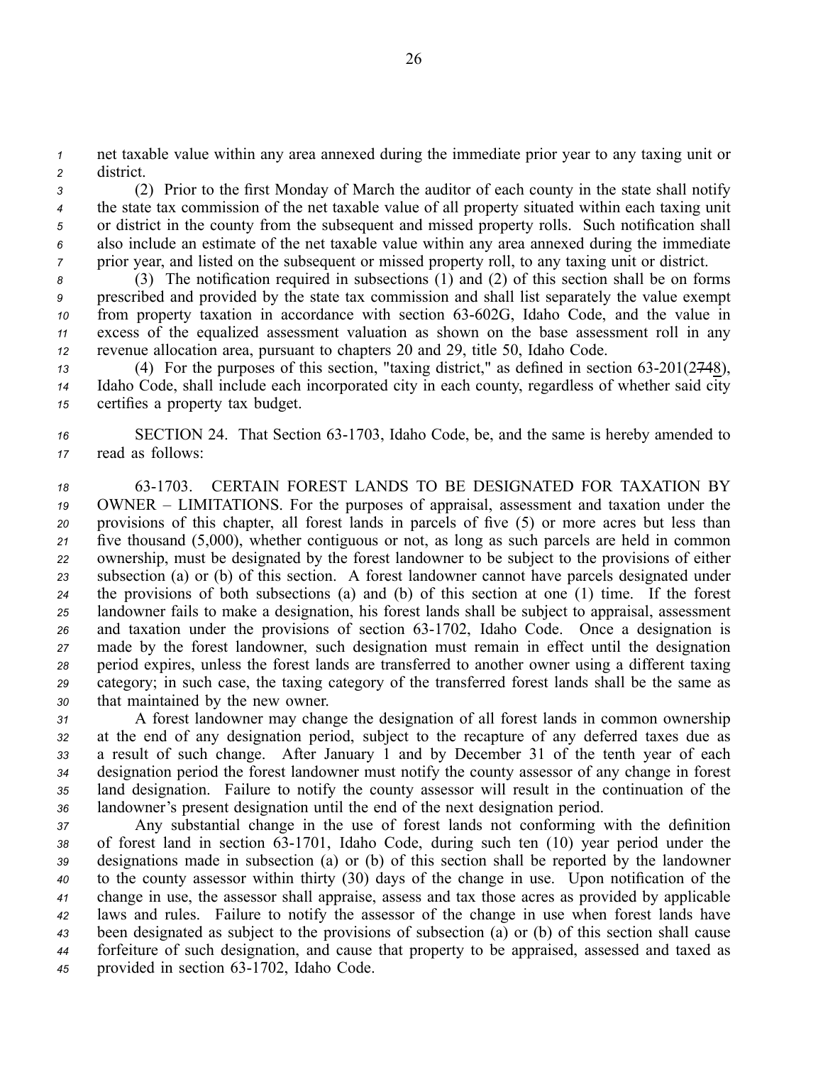net taxable value within any area annexed during the immediate prior year to any taxing unit or district.

(2) Prior to the first Monday of March the auditor of each county in the state shall notify the state tax commission of the net taxable value of all property situated within each taxing unit or district in the county from the subsequent and missed property rolls. Such notification shall also include an estimate of the net taxable value within any area annexed during the immediate prior year, and listed on the subsequent or missed property roll, to any taxing unit or district.

(3) The notification required in subsections (1) and (2) of this section shall be on forms prescribed and provided by the state tax commission and shall list separately the value exempt from property taxation in accordance with section 63-602G, Idaho Code, and the value in excess of the equalized assessment valuation as shown on the base assessment roll in any revenue allocation area, pursuant to chapters 20 and 29, title 50, Idaho Code.

(4) For the purposes of this section, "taxing district," as defined in section 63-201(~~27~~48), Idaho Code, shall include each incorporated city in each county, regardless of whether said city certifies a property tax budget.

SECTION 24. That Section 63-1703, Idaho Code, be, and the same is hereby amended to read as follows:

63-1703. CERTAIN FOREST LANDS TO BE DESIGNATED FOR TAXATION BY OWNER – LIMITATIONS. For the purposes of appraisal, assessment and taxation under the provisions of this chapter, all forest lands in parcels of five (5) or more acres but less than five thousand (5,000), whether contiguous or not, as long as such parcels are held in common ownership, must be designated by the forest landowner to be subject to the provisions of either subsection (a) or (b) of this section. A forest landowner cannot have parcels designated under the provisions of both subsections (a) and (b) of this section at one (1) time. If the forest landowner fails to make a designation, his forest lands shall be subject to appraisal, assessment and taxation under the provisions of section 63-1702, Idaho Code. Once a designation is made by the forest landowner, such designation must remain in effect until the designation period expires, unless the forest lands are transferred to another owner using a different taxing category; in such case, the taxing category of the transferred forest lands shall be the same as that maintained by the new owner.

A forest landowner may change the designation of all forest lands in common ownership at the end of any designation period, subject to the recapture of any deferred taxes due as a result of such change. After January 1 and by December 31 of the tenth year of each designation period the forest landowner must notify the county assessor of any change in forest land designation. Failure to notify the county assessor will result in the continuation of the landowner's present designation until the end of the next designation period.

Any substantial change in the use of forest lands not conforming with the definition of forest land in section 63-1701, Idaho Code, during such ten (10) year period under the designations made in subsection (a) or (b) of this section shall be reported by the landowner to the county assessor within thirty (30) days of the change in use. Upon notification of the change in use, the assessor shall appraise, assess and tax those acres as provided by applicable laws and rules. Failure to notify the assessor of the change in use when forest lands have been designated as subject to the provisions of subsection (a) or (b) of this section shall cause forfeiture of such designation, and cause that property to be appraised, assessed and taxed as provided in section 63-1702, Idaho Code.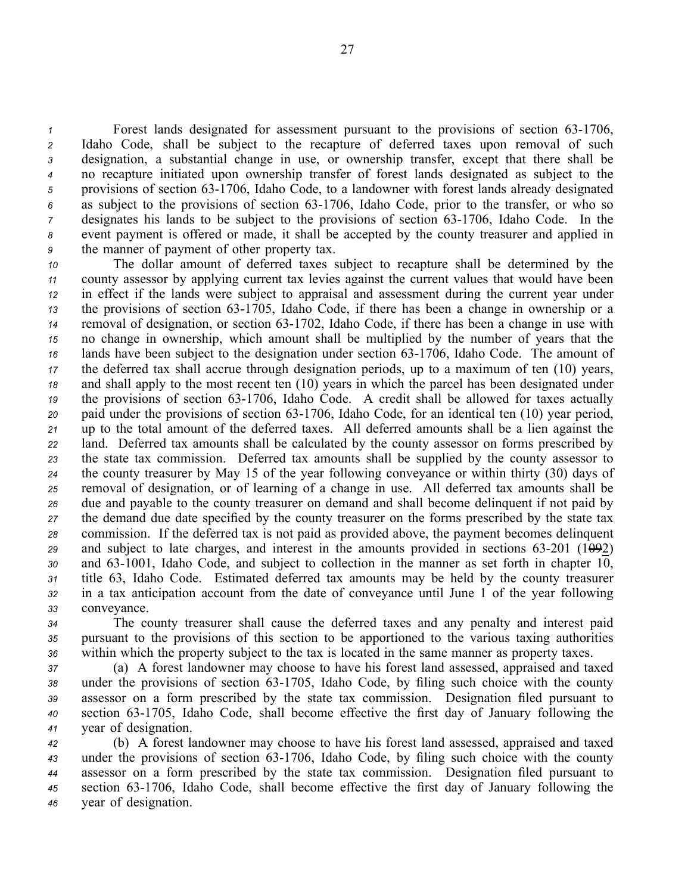Forest lands designated for assessment pursuant to the provisions of section 63-1706, Idaho Code, shall be subject to the recapture of deferred taxes upon removal of such designation, a substantial change in use, or ownership transfer, except that there shall be no recapture initiated upon ownership transfer of forest lands designated as subject to the provisions of section 63-1706, Idaho Code, to a landowner with forest lands already designated as subject to the provisions of section 63-1706, Idaho Code, prior to the transfer, or who so designates his lands to be subject to the provisions of section 63-1706, Idaho Code. In the event payment is offered or made, it shall be accepted by the county treasurer and applied in the manner of payment of other property tax.

The dollar amount of deferred taxes subject to recapture shall be determined by the county assessor by applying current tax levies against the current values that would have been in effect if the lands were subject to appraisal and assessment during the current year under the provisions of section 63-1705, Idaho Code, if there has been a change in ownership or a removal of designation, or section 63-1702, Idaho Code, if there has been a change in use with no change in ownership, which amount shall be multiplied by the number of years that the lands have been subject to the designation under section 63-1706, Idaho Code. The amount of the deferred tax shall accrue through designation periods, up to a maximum of ten (10) years, and shall apply to the most recent ten (10) years in which the parcel has been designated under the provisions of section 63-1706, Idaho Code. A credit shall be allowed for taxes actually paid under the provisions of section 63-1706, Idaho Code, for an identical ten (10) year period, up to the total amount of the deferred taxes. All deferred amounts shall be a lien against the land. Deferred tax amounts shall be calculated by the county assessor on forms prescribed by the state tax commission. Deferred tax amounts shall be supplied by the county assessor to the county treasurer by May 15 of the year following conveyance or within thirty (30) days of removal of designation, or of learning of a change in use. All deferred tax amounts shall be due and payable to the county treasurer on demand and shall become delinquent if not paid by the demand due date specified by the county treasurer on the forms prescribed by the state tax commission. If the deferred tax is not paid as provided above, the payment becomes delinquent and subject to late charges, and interest in the amounts provided in sections 63-201 (1~~09~~2) and 63-1001, Idaho Code, and subject to collection in the manner as set forth in chapter 10, title 63, Idaho Code. Estimated deferred tax amounts may be held by the county treasurer in a tax anticipation account from the date of conveyance until June 1 of the year following conveyance.

The county treasurer shall cause the deferred taxes and any penalty and interest paid pursuant to the provisions of this section to be apportioned to the various taxing authorities within which the property subject to the tax is located in the same manner as property taxes.

(a) A forest landowner may choose to have his forest land assessed, appraised and taxed under the provisions of section 63-1705, Idaho Code, by filing such choice with the county assessor on a form prescribed by the state tax commission. Designation filed pursuant to section 63-1705, Idaho Code, shall become effective the first day of January following the year of designation.

(b) A forest landowner may choose to have his forest land assessed, appraised and taxed under the provisions of section 63-1706, Idaho Code, by filing such choice with the county assessor on a form prescribed by the state tax commission. Designation filed pursuant to section 63-1706, Idaho Code, shall become effective the first day of January following the year of designation.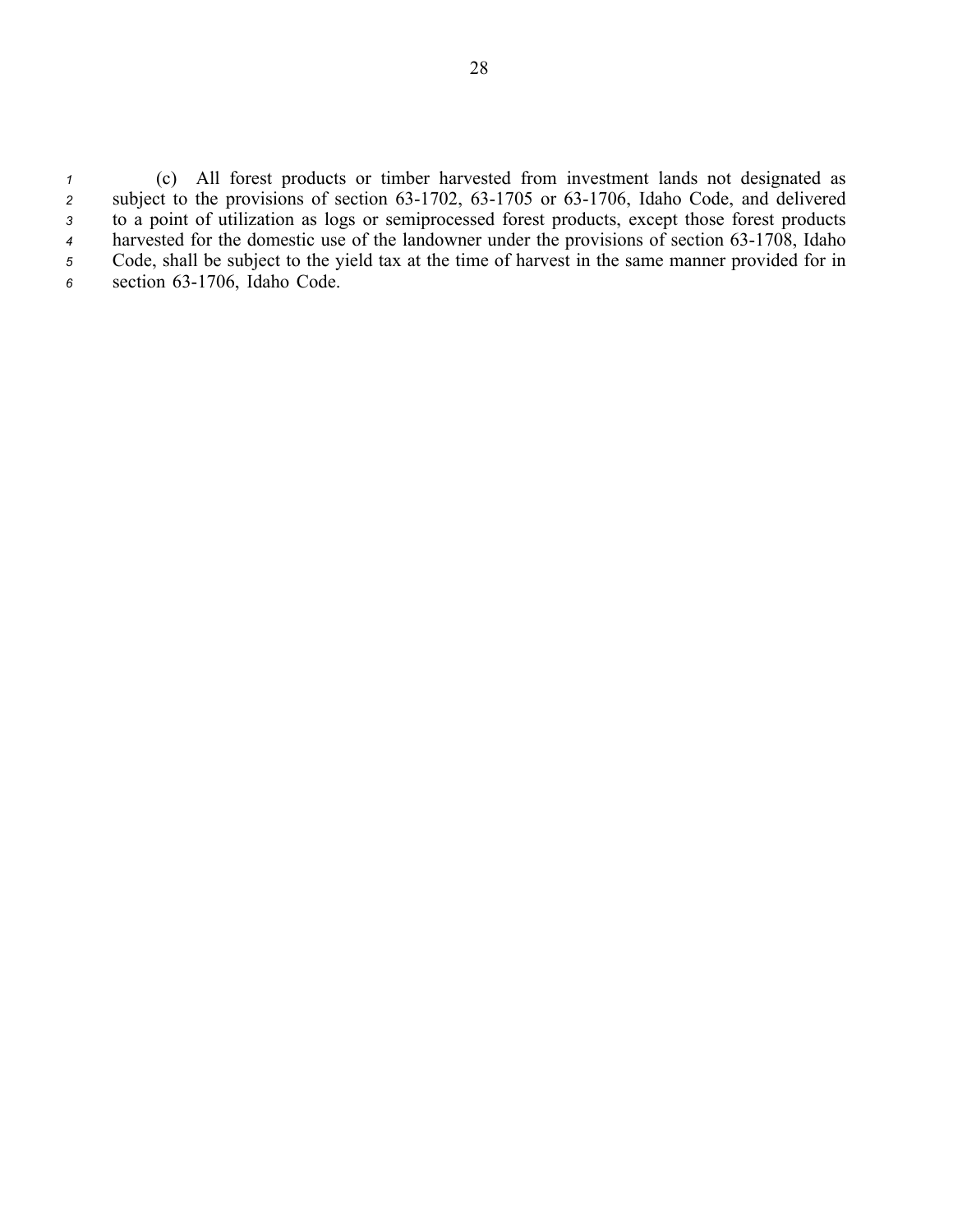(c) All forest products or timber harvested from investment lands not designated as subject to the provisions of section 63-1702, 63-1705 or 63-1706, Idaho Code, and delivered to a point of utilization as logs or semiprocessed forest products, except those forest products harvested for the domestic use of the landowner under the provisions of section 63-1708, Idaho Code, shall be subject to the yield tax at the time of harvest in the same manner provided for in section 63-1706, Idaho Code.